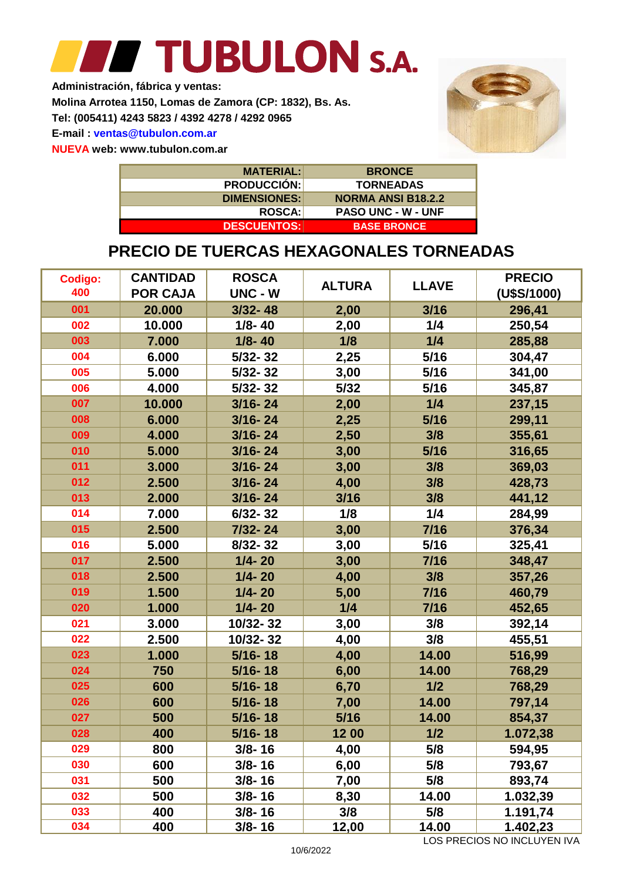# TUBULON S.A.

**Administración, fábrica y ventas:**
**Molina Arrotea 1150, Lomas de Zamora (CP: 1832), Bs. As.**
**Tel: (005411) 4243 5823 / 4392 4278 / 4292 0965**
**E-mail : ventas@tubulon.com.ar**
**NUEVA web: www.tubulon.com.ar**

| | |
|---|---|
| **MATERIAL:** | **BRONCE** |
| **PRODUCCIÓN:** | **TORNEADAS** |
| **DIMENSIONES:** | **NORMA ANSI B18.2.2** |
| **ROSCA:** | **PASO UNC - W - UNF** |
| **DESCUENTOS:** | **BASE BRONCE** |

## PRECIO DE TUERCAS HEXAGONALES TORNEADAS

| Codigo: 400 | CANTIDAD POR CAJA | ROSCA UNC - W | ALTURA | LLAVE | PRECIO (U$S/1000) |
|---|---|---|---|---|---|
| 001 | 20.000 | 3/32- 48 | 2,00 | 3/16 | 296,41 |
| 002 | 10.000 | 1/8- 40 | 2,00 | 1/4 | 250,54 |
| 003 | 7.000 | 1/8- 40 | 1/8 | 1/4 | 285,88 |
| 004 | 6.000 | 5/32- 32 | 2,25 | 5/16 | 304,47 |
| 005 | 5.000 | 5/32- 32 | 3,00 | 5/16 | 341,00 |
| 006 | 4.000 | 5/32- 32 | 5/32 | 5/16 | 345,87 |
| 007 | 10.000 | 3/16- 24 | 2,00 | 1/4 | 237,15 |
| 008 | 6.000 | 3/16- 24 | 2,25 | 5/16 | 299,11 |
| 009 | 4.000 | 3/16- 24 | 2,50 | 3/8 | 355,61 |
| 010 | 5.000 | 3/16- 24 | 3,00 | 5/16 | 316,65 |
| 011 | 3.000 | 3/16- 24 | 3,00 | 3/8 | 369,03 |
| 012 | 2.500 | 3/16- 24 | 4,00 | 3/8 | 428,73 |
| 013 | 2.000 | 3/16- 24 | 3/16 | 3/8 | 441,12 |
| 014 | 7.000 | 6/32- 32 | 1/8 | 1/4 | 284,99 |
| 015 | 2.500 | 7/32- 24 | 3,00 | 7/16 | 376,34 |
| 016 | 5.000 | 8/32- 32 | 3,00 | 5/16 | 325,41 |
| 017 | 2.500 | 1/4- 20 | 3,00 | 7/16 | 348,47 |
| 018 | 2.500 | 1/4- 20 | 4,00 | 3/8 | 357,26 |
| 019 | 1.500 | 1/4- 20 | 5,00 | 7/16 | 460,79 |
| 020 | 1.000 | 1/4- 20 | 1/4 | 7/16 | 452,65 |
| 021 | 3.000 | 10/32- 32 | 3,00 | 3/8 | 392,14 |
| 022 | 2.500 | 10/32- 32 | 4,00 | 3/8 | 455,51 |
| 023 | 1.000 | 5/16- 18 | 4,00 | 14.00 | 516,99 |
| 024 | 750 | 5/16- 18 | 6,00 | 14.00 | 768,29 |
| 025 | 600 | 5/16- 18 | 6,70 | 1/2 | 768,29 |
| 026 | 600 | 5/16- 18 | 7,00 | 14.00 | 797,14 |
| 027 | 500 | 5/16- 18 | 5/16 | 14.00 | 854,37 |
| 028 | 400 | 5/16- 18 | 12 00 | 1/2 | 1.072,38 |
| 029 | 800 | 3/8- 16 | 4,00 | 5/8 | 594,95 |
| 030 | 600 | 3/8- 16 | 6,00 | 5/8 | 793,67 |
| 031 | 500 | 3/8- 16 | 7,00 | 5/8 | 893,74 |
| 032 | 500 | 3/8- 16 | 8,30 | 14.00 | 1.032,39 |
| 033 | 400 | 3/8- 16 | 3/8 | 5/8 | 1.191,74 |
| 034 | 400 | 3/8- 16 | 12,00 | 14.00 | 1.402,23 |

LOS PRECIOS NO INCLUYEN IVA

10/6/2022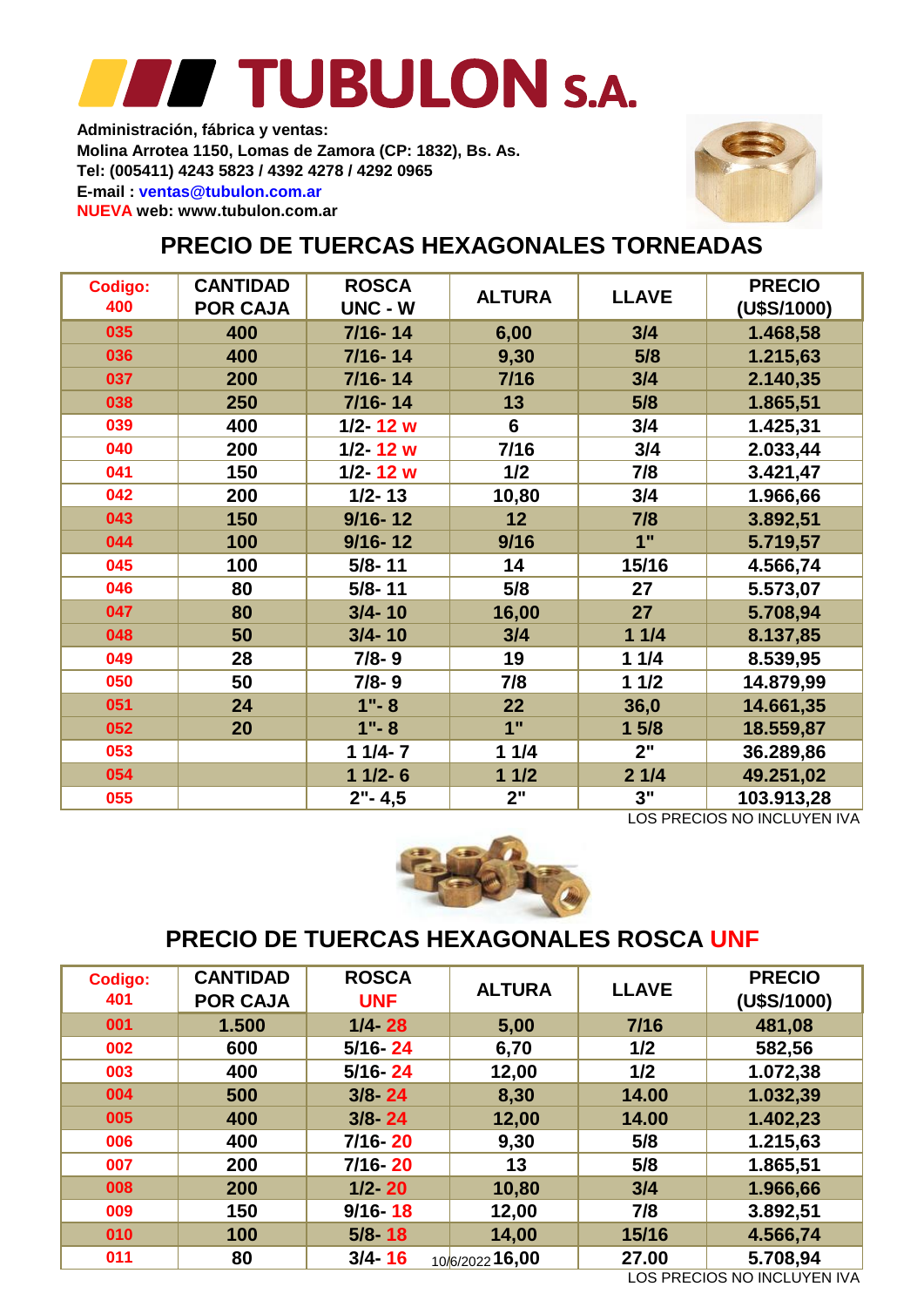# TUBULON S.A.

**Administración, fábrica y ventas:**
**Molina Arrotea 1150, Lomas de Zamora (CP: 1832), Bs. As.**
**Tel: (005411) 4243 5823 / 4392 4278 / 4292 0965**
**E-mail : ventas@tubulon.com.ar**
**NUEVA web: www.tubulon.com.ar**

## PRECIO DE TUERCAS HEXAGONALES TORNEADAS

| Codigo: 400 | CANTIDAD POR CAJA | ROSCA UNC - W | ALTURA | LLAVE | PRECIO (U$S/1000) |
|---|---|---|---|---|---|
| 035 | 400 | 7/16- 14 | 6,00 | 3/4 | 1.468,58 |
| 036 | 400 | 7/16- 14 | 9,30 | 5/8 | 1.215,63 |
| 037 | 200 | 7/16- 14 | 7/16 | 3/4 | 2.140,35 |
| 038 | 250 | 7/16- 14 | 13 | 5/8 | 1.865,51 |
| 039 | 400 | 1/2- 12 w | 6 | 3/4 | 1.425,31 |
| 040 | 200 | 1/2- 12 w | 7/16 | 3/4 | 2.033,44 |
| 041 | 150 | 1/2- 12 w | 1/2 | 7/8 | 3.421,47 |
| 042 | 200 | 1/2- 13 | 10,80 | 3/4 | 1.966,66 |
| 043 | 150 | 9/16- 12 | 12 | 7/8 | 3.892,51 |
| 044 | 100 | 9/16- 12 | 9/16 | 1" | 5.719,57 |
| 045 | 100 | 5/8- 11 | 14 | 15/16 | 4.566,74 |
| 046 | 80 | 5/8- 11 | 5/8 | 27 | 5.573,07 |
| 047 | 80 | 3/4- 10 | 16,00 | 27 | 5.708,94 |
| 048 | 50 | 3/4- 10 | 3/4 | 1 1/4 | 8.137,85 |
| 049 | 28 | 7/8- 9 | 19 | 1 1/4 | 8.539,95 |
| 050 | 50 | 7/8- 9 | 7/8 | 1 1/2 | 14.879,99 |
| 051 | 24 | 1"- 8 | 22 | 36,0 | 14.661,35 |
| 052 | 20 | 1"- 8 | 1" | 1 5/8 | 18.559,87 |
| 053 | | 1 1/4- 7 | 1 1/4 | 2" | 36.289,86 |
| 054 | | 1 1/2- 6 | 1 1/2 | 2 1/4 | 49.251,02 |
| 055 | | 2"- 4,5 | 2" | 3" | 103.913,28 |

LOS PRECIOS NO INCLUYEN IVA

## PRECIO DE TUERCAS HEXAGONALES ROSCA UNF

| Codigo: 401 | CANTIDAD POR CAJA | ROSCA UNF | ALTURA | LLAVE | PRECIO (U$S/1000) |
|---|---|---|---|---|---|
| 001 | 1.500 | 1/4- 28 | 5,00 | 7/16 | 481,08 |
| 002 | 600 | 5/16- 24 | 6,70 | 1/2 | 582,56 |
| 003 | 400 | 5/16- 24 | 12,00 | 1/2 | 1.072,38 |
| 004 | 500 | 3/8- 24 | 8,30 | 14.00 | 1.032,39 |
| 005 | 400 | 3/8- 24 | 12,00 | 14.00 | 1.402,23 |
| 006 | 400 | 7/16- 20 | 9,30 | 5/8 | 1.215,63 |
| 007 | 200 | 7/16- 20 | 13 | 5/8 | 1.865,51 |
| 008 | 200 | 1/2- 20 | 10,80 | 3/4 | 1.966,66 |
| 009 | 150 | 9/16- 18 | 12,00 | 7/8 | 3.892,51 |
| 010 | 100 | 5/8- 18 | 14,00 | 15/16 | 4.566,74 |
| 011 | 80 | 3/4- 16 | 16,00 | 27.00 | 5.708,94 |

10/6/2022

LOS PRECIOS NO INCLUYEN IVA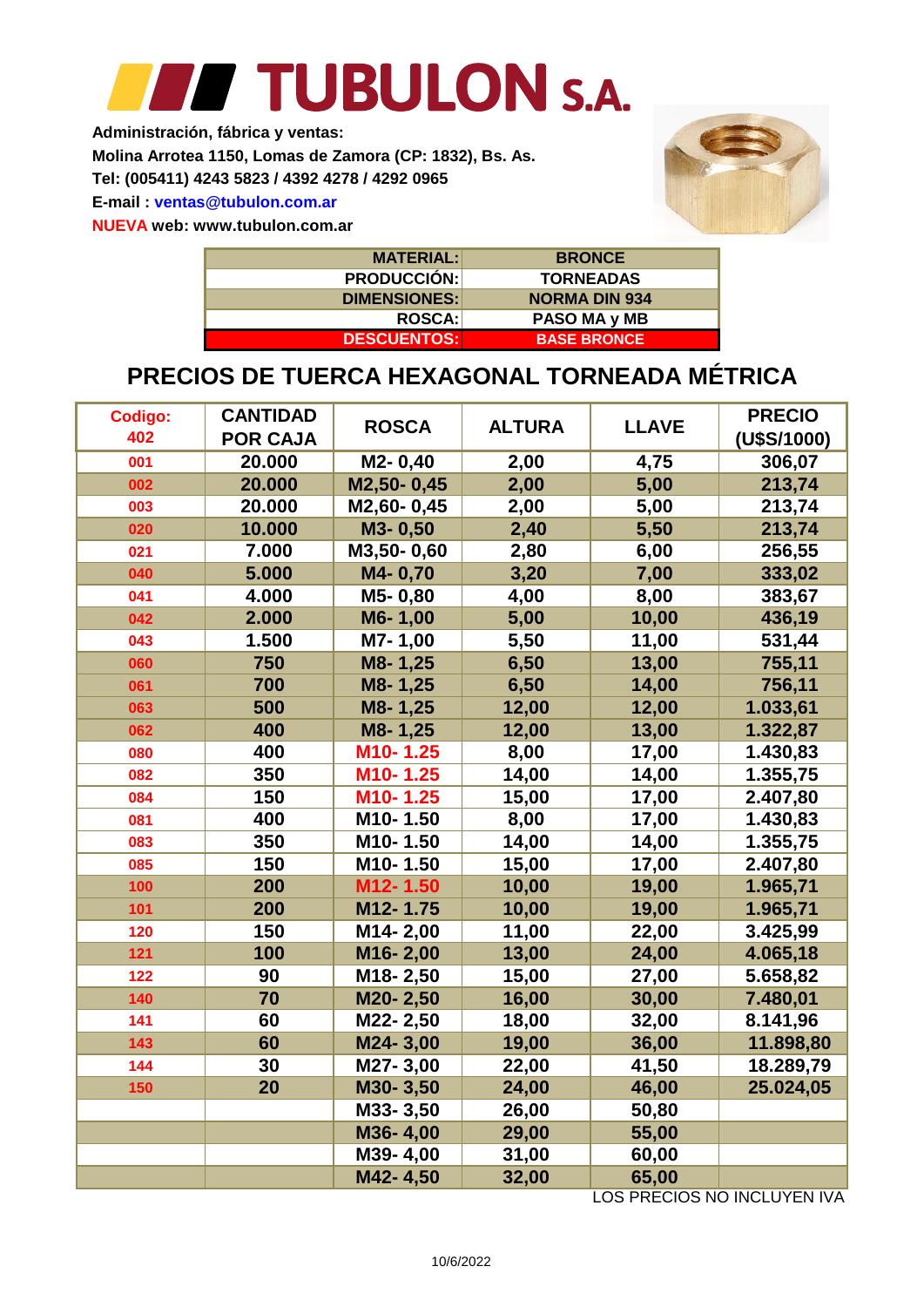# TUBULON S.A.

**Administración, fábrica y ventas:**
**Molina Arrotea 1150, Lomas de Zamora (CP: 1832), Bs. As.**
**Tel: (005411) 4243 5823 / 4392 4278 / 4292 0965**
**E-mail : ventas@tubulon.com.ar**
**NUEVA web: www.tubulon.com.ar**

| | |
|---|---|
| **MATERIAL:** | **BRONCE** |
| **PRODUCCIÓN:** | **TORNEADAS** |
| **DIMENSIONES:** | **NORMA DIN 934** |
| **ROSCA:** | **PASO MA y MB** |
| **DESCUENTOS:** | **BASE BRONCE** |

## PRECIOS DE TUERCA HEXAGONAL TORNEADA MÉTRICA

| Codigo: 402 | CANTIDAD POR CAJA | ROSCA | ALTURA | LLAVE | PRECIO (U$S/1000) |
|---|---|---|---|---|---|
| 001 | 20.000 | M2- 0,40 | 2,00 | 4,75 | 306,07 |
| 002 | 20.000 | M2,50- 0,45 | 2,00 | 5,00 | 213,74 |
| 003 | 20.000 | M2,60- 0,45 | 2,00 | 5,00 | 213,74 |
| 020 | 10.000 | M3- 0,50 | 2,40 | 5,50 | 213,74 |
| 021 | 7.000 | M3,50- 0,60 | 2,80 | 6,00 | 256,55 |
| 040 | 5.000 | M4- 0,70 | 3,20 | 7,00 | 333,02 |
| 041 | 4.000 | M5- 0,80 | 4,00 | 8,00 | 383,67 |
| 042 | 2.000 | M6- 1,00 | 5,00 | 10,00 | 436,19 |
| 043 | 1.500 | M7- 1,00 | 5,50 | 11,00 | 531,44 |
| 060 | 750 | M8- 1,25 | 6,50 | 13,00 | 755,11 |
| 061 | 700 | M8- 1,25 | 6,50 | 14,00 | 756,11 |
| 063 | 500 | M8- 1,25 | 12,00 | 12,00 | 1.033,61 |
| 062 | 400 | M8- 1,25 | 12,00 | 13,00 | 1.322,87 |
| 080 | 400 | M10- 1.25 | 8,00 | 17,00 | 1.430,83 |
| 082 | 350 | M10- 1.25 | 14,00 | 14,00 | 1.355,75 |
| 084 | 150 | M10- 1.25 | 15,00 | 17,00 | 2.407,80 |
| 081 | 400 | M10- 1.50 | 8,00 | 17,00 | 1.430,83 |
| 083 | 350 | M10- 1.50 | 14,00 | 14,00 | 1.355,75 |
| 085 | 150 | M10- 1.50 | 15,00 | 17,00 | 2.407,80 |
| 100 | 200 | M12- 1.50 | 10,00 | 19,00 | 1.965,71 |
| 101 | 200 | M12- 1.75 | 10,00 | 19,00 | 1.965,71 |
| 120 | 150 | M14- 2,00 | 11,00 | 22,00 | 3.425,99 |
| 121 | 100 | M16- 2,00 | 13,00 | 24,00 | 4.065,18 |
| 122 | 90 | M18- 2,50 | 15,00 | 27,00 | 5.658,82 |
| 140 | 70 | M20- 2,50 | 16,00 | 30,00 | 7.480,01 |
| 141 | 60 | M22- 2,50 | 18,00 | 32,00 | 8.141,96 |
| 143 | 60 | M24- 3,00 | 19,00 | 36,00 | 11.898,80 |
| 144 | 30 | M27- 3,00 | 22,00 | 41,50 | 18.289,79 |
| 150 | 20 | M30- 3,50 | 24,00 | 46,00 | 25.024,05 |
| | | M33- 3,50 | 26,00 | 50,80 | |
| | | M36- 4,00 | 29,00 | 55,00 | |
| | | M39- 4,00 | 31,00 | 60,00 | |
| | | M42- 4,50 | 32,00 | 65,00 | |

LOS PRECIOS NO INCLUYEN IVA

10/6/2022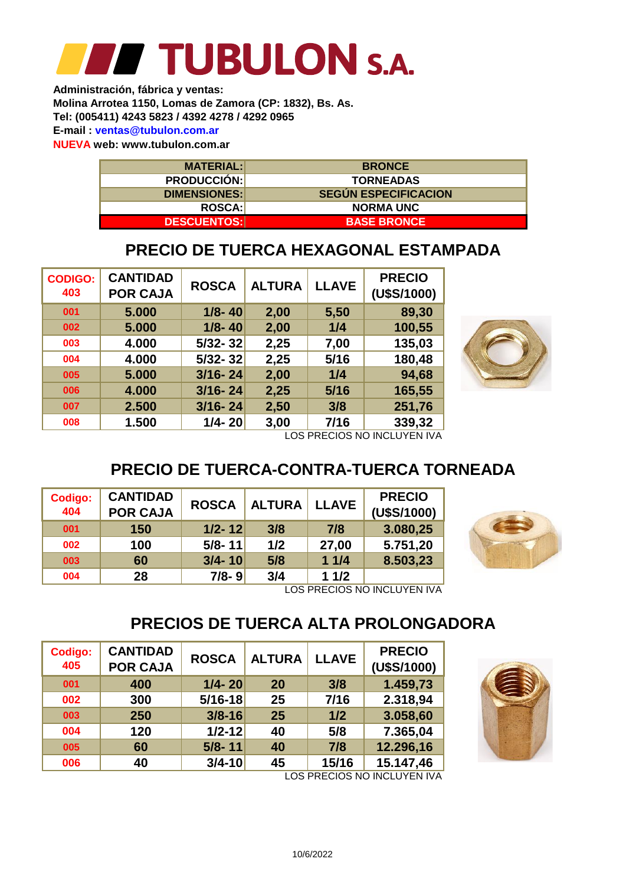# TUBULON S.A.

**Administración, fábrica y ventas:**
**Molina Arrotea 1150, Lomas de Zamora (CP: 1832), Bs. As.**
**Tel: (005411) 4243 5823 / 4392 4278 / 4292 0965**
**E-mail : ventas@tubulon.com.ar**
**NUEVA web: www.tubulon.com.ar**

| | |
|---|---|
| **MATERIAL:** | **BRONCE** |
| **PRODUCCIÓN:** | **TORNEADAS** |
| **DIMENSIONES:** | **SEGÚN ESPECIFICACION** |
| **ROSCA:** | **NORMA UNC** |
| **DESCUENTOS:** | **BASE BRONCE** |

## PRECIO DE TUERCA HEXAGONAL ESTAMPADA

| CODIGO: 403 | CANTIDAD POR CAJA | ROSCA | ALTURA | LLAVE | PRECIO (U$S/1000) |
|---|---|---|---|---|---|
| 001 | 5.000 | 1/8- 40 | 2,00 | 5,50 | 89,30 |
| 002 | 5.000 | 1/8- 40 | 2,00 | 1/4 | 100,55 |
| 003 | 4.000 | 5/32- 32 | 2,25 | 7,00 | 135,03 |
| 004 | 4.000 | 5/32- 32 | 2,25 | 5/16 | 180,48 |
| 005 | 5.000 | 3/16- 24 | 2,00 | 1/4 | 94,68 |
| 006 | 4.000 | 3/16- 24 | 2,25 | 5/16 | 165,55 |
| 007 | 2.500 | 3/16- 24 | 2,50 | 3/8 | 251,76 |
| 008 | 1.500 | 1/4- 20 | 3,00 | 7/16 | 339,32 |

LOS PRECIOS NO INCLUYEN IVA

## PRECIO DE TUERCA-CONTRA-TUERCA TORNEADA

| Codigo: 404 | CANTIDAD POR CAJA | ROSCA | ALTURA | LLAVE | PRECIO (U$S/1000) |
|---|---|---|---|---|---|
| 001 | 150 | 1/2- 12 | 3/8 | 7/8 | 3.080,25 |
| 002 | 100 | 5/8- 11 | 1/2 | 27,00 | 5.751,20 |
| 003 | 60 | 3/4- 10 | 5/8 | 1 1/4 | 8.503,23 |
| 004 | 28 | 7/8- 9 | 3/4 | 1 1/2 | |

LOS PRECIOS NO INCLUYEN IVA

## PRECIOS DE TUERCA ALTA PROLONGADORA

| Codigo: 405 | CANTIDAD POR CAJA | ROSCA | ALTURA | LLAVE | PRECIO (U$S/1000) |
|---|---|---|---|---|---|
| 001 | 400 | 1/4- 20 | 20 | 3/8 | 1.459,73 |
| 002 | 300 | 5/16-18 | 25 | 7/16 | 2.318,94 |
| 003 | 250 | 3/8-16 | 25 | 1/2 | 3.058,60 |
| 004 | 120 | 1/2-12 | 40 | 5/8 | 7.365,04 |
| 005 | 60 | 5/8- 11 | 40 | 7/8 | 12.296,16 |
| 006 | 40 | 3/4-10 | 45 | 15/16 | 15.147,46 |

LOS PRECIOS NO INCLUYEN IVA

10/6/2022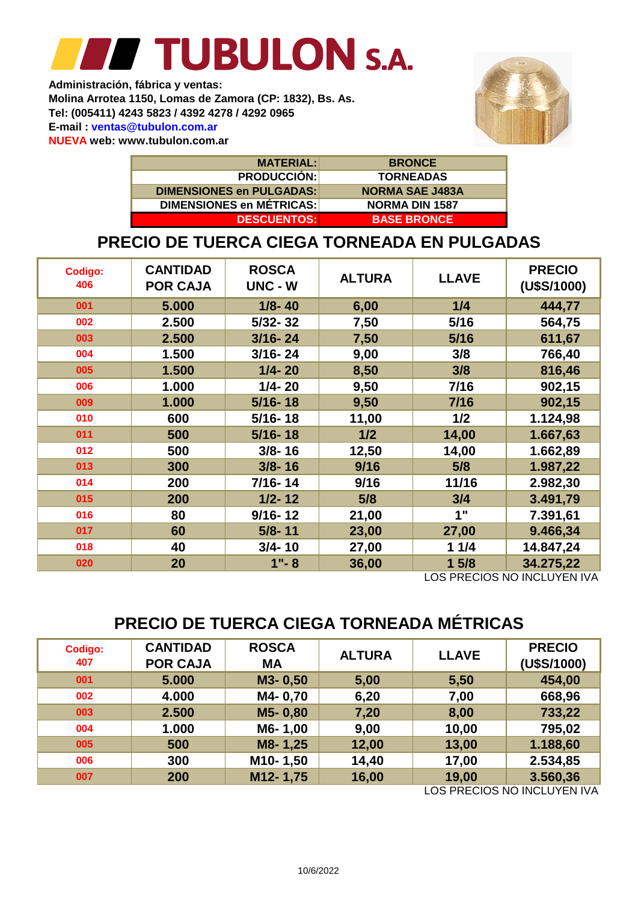# TUBULON S.A.

**Administración, fábrica y ventas:**
**Molina Arrotea 1150, Lomas de Zamora (CP: 1832), Bs. As.**
**Tel: (005411) 4243 5823 / 4392 4278 / 4292 0965**
**E-mail : ventas@tubulon.com.ar**
**NUEVA web: www.tubulon.com.ar**

| | |
|---|---|
| **MATERIAL:** | **BRONCE** |
| **PRODUCCIÓN:** | **TORNEADAS** |
| **DIMENSIONES en PULGADAS:** | **NORMA SAE J483A** |
| **DIMENSIONES en MÉTRICAS:** | **NORMA DIN 1587** |
| **DESCUENTOS:** | **BASE BRONCE** |

## PRECIO DE TUERCA CIEGA TORNEADA EN PULGADAS

| Codigo: 406 | CANTIDAD POR CAJA | ROSCA UNC - W | ALTURA | LLAVE | PRECIO (U$S/1000) |
|---|---|---|---|---|---|
| 001 | 5.000 | 1/8- 40 | 6,00 | 1/4 | 444,77 |
| 002 | 2.500 | 5/32- 32 | 7,50 | 5/16 | 564,75 |
| 003 | 2.500 | 3/16- 24 | 7,50 | 5/16 | 611,67 |
| 004 | 1.500 | 3/16- 24 | 9,00 | 3/8 | 766,40 |
| 005 | 1.500 | 1/4- 20 | 8,50 | 3/8 | 816,46 |
| 006 | 1.000 | 1/4- 20 | 9,50 | 7/16 | 902,15 |
| 009 | 1.000 | 5/16- 18 | 9,50 | 7/16 | 902,15 |
| 010 | 600 | 5/16- 18 | 11,00 | 1/2 | 1.124,98 |
| 011 | 500 | 5/16- 18 | 1/2 | 14,00 | 1.667,63 |
| 012 | 500 | 3/8- 16 | 12,50 | 14,00 | 1.662,89 |
| 013 | 300 | 3/8- 16 | 9/16 | 5/8 | 1.987,22 |
| 014 | 200 | 7/16- 14 | 9/16 | 11/16 | 2.982,30 |
| 015 | 200 | 1/2- 12 | 5/8 | 3/4 | 3.491,79 |
| 016 | 80 | 9/16- 12 | 21,00 | 1" | 7.391,61 |
| 017 | 60 | 5/8- 11 | 23,00 | 27,00 | 9.466,34 |
| 018 | 40 | 3/4- 10 | 27,00 | 1 1/4 | 14.847,24 |
| 020 | 20 | 1"- 8 | 36,00 | 1 5/8 | 34.275,22 |

LOS PRECIOS NO INCLUYEN IVA

## PRECIO DE TUERCA CIEGA TORNEADA MÉTRICAS

| Codigo: 407 | CANTIDAD POR CAJA | ROSCA MA | ALTURA | LLAVE | PRECIO (U$S/1000) |
|---|---|---|---|---|---|
| 001 | 5.000 | M3- 0,50 | 5,00 | 5,50 | 454,00 |
| 002 | 4.000 | M4- 0,70 | 6,20 | 7,00 | 668,96 |
| 003 | 2.500 | M5- 0,80 | 7,20 | 8,00 | 733,22 |
| 004 | 1.000 | M6- 1,00 | 9,00 | 10,00 | 795,02 |
| 005 | 500 | M8- 1,25 | 12,00 | 13,00 | 1.188,60 |
| 006 | 300 | M10- 1,50 | 14,40 | 17,00 | 2.534,85 |
| 007 | 200 | M12- 1,75 | 16,00 | 19,00 | 3.560,36 |

LOS PRECIOS NO INCLUYEN IVA

10/6/2022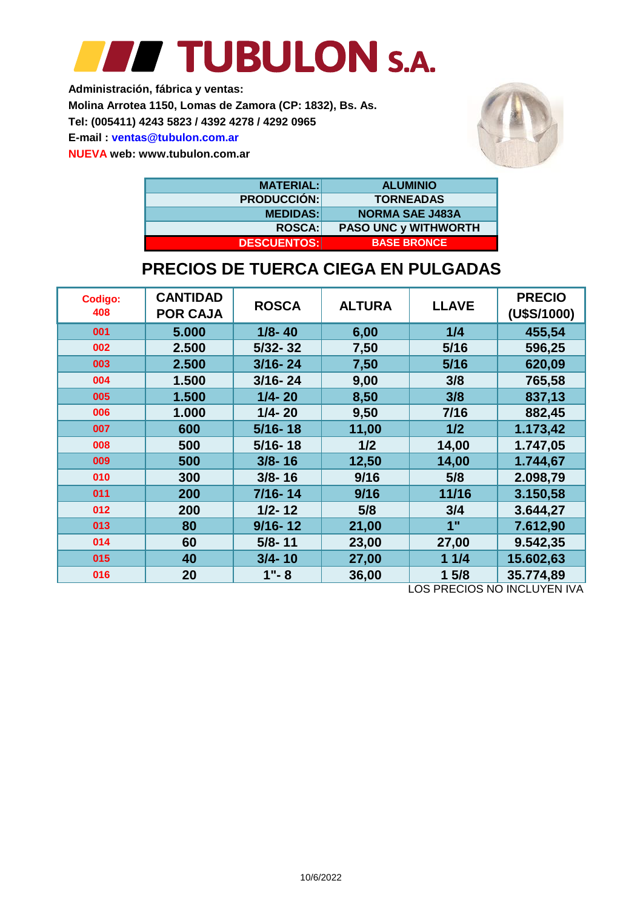# TUBULON S.A.

**Administración, fábrica y ventas:**
**Molina Arrotea 1150, Lomas de Zamora (CP: 1832), Bs. As.**
**Tel: (005411) 4243 5823 / 4392 4278 / 4292 0965**
**E-mail : ventas@tubulon.com.ar**
**NUEVA web: www.tubulon.com.ar**

| | |
|---|---|
| **MATERIAL:** | **ALUMINIO** |
| **PRODUCCIÓN:** | **TORNEADAS** |
| **MEDIDAS:** | **NORMA SAE J483A** |
| **ROSCA:** | **PASO UNC y WITHWORTH** |
| **DESCUENTOS:** | **BASE BRONCE** |

## PRECIOS DE TUERCA CIEGA EN PULGADAS

| Codigo: 408 | CANTIDAD POR CAJA | ROSCA | ALTURA | LLAVE | PRECIO (U$S/1000) |
|---|---|---|---|---|---|
| 001 | 5.000 | 1/8- 40 | 6,00 | 1/4 | 455,54 |
| 002 | 2.500 | 5/32- 32 | 7,50 | 5/16 | 596,25 |
| 003 | 2.500 | 3/16- 24 | 7,50 | 5/16 | 620,09 |
| 004 | 1.500 | 3/16- 24 | 9,00 | 3/8 | 765,58 |
| 005 | 1.500 | 1/4- 20 | 8,50 | 3/8 | 837,13 |
| 006 | 1.000 | 1/4- 20 | 9,50 | 7/16 | 882,45 |
| 007 | 600 | 5/16- 18 | 11,00 | 1/2 | 1.173,42 |
| 008 | 500 | 5/16- 18 | 1/2 | 14,00 | 1.747,05 |
| 009 | 500 | 3/8- 16 | 12,50 | 14,00 | 1.744,67 |
| 010 | 300 | 3/8- 16 | 9/16 | 5/8 | 2.098,79 |
| 011 | 200 | 7/16- 14 | 9/16 | 11/16 | 3.150,58 |
| 012 | 200 | 1/2- 12 | 5/8 | 3/4 | 3.644,27 |
| 013 | 80 | 9/16- 12 | 21,00 | 1" | 7.612,90 |
| 014 | 60 | 5/8- 11 | 23,00 | 27,00 | 9.542,35 |
| 015 | 40 | 3/4- 10 | 27,00 | 1 1/4 | 15.602,63 |
| 016 | 20 | 1"- 8 | 36,00 | 1 5/8 | 35.774,89 |

LOS PRECIOS NO INCLUYEN IVA

10/6/2022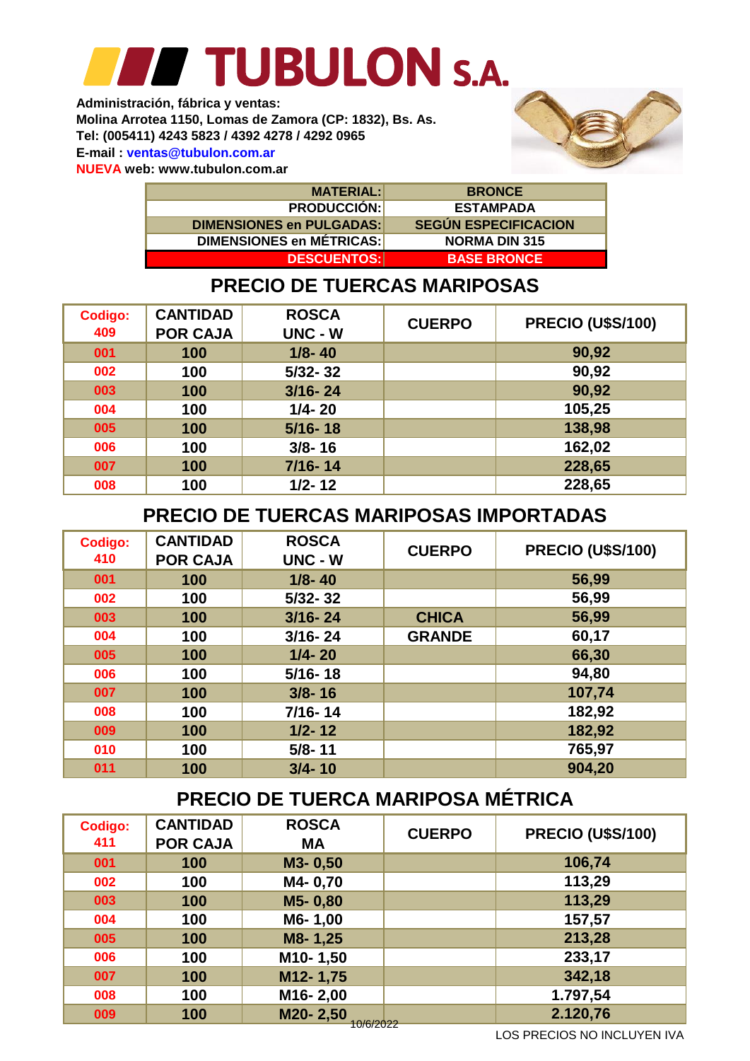# TUBULON S.A.

**Administración, fábrica y ventas:**
**Molina Arrotea 1150, Lomas de Zamora (CP: 1832), Bs. As.**
**Tel: (005411) 4243 5823 / 4392 4278 / 4292 0965**
**E-mail : ventas@tubulon.com.ar**
**NUEVA web: www.tubulon.com.ar**

| | |
|---|---|
| **MATERIAL:** | **BRONCE** |
| **PRODUCCIÓN:** | **ESTAMPADA** |
| **DIMENSIONES en PULGADAS:** | **SEGÚN ESPECIFICACION** |
| **DIMENSIONES en MÉTRICAS:** | **NORMA DIN 315** |
| **DESCUENTOS:** | **BASE BRONCE** |

## PRECIO DE TUERCAS MARIPOSAS

| Codigo: 409 | CANTIDAD POR CAJA | ROSCA UNC - W | CUERPO | PRECIO (U$S/100) |
|---|---|---|---|---|
| 001 | 100 | 1/8- 40 | | 90,92 |
| 002 | 100 | 5/32- 32 | | 90,92 |
| 003 | 100 | 3/16- 24 | | 90,92 |
| 004 | 100 | 1/4- 20 | | 105,25 |
| 005 | 100 | 5/16- 18 | | 138,98 |
| 006 | 100 | 3/8- 16 | | 162,02 |
| 007 | 100 | 7/16- 14 | | 228,65 |
| 008 | 100 | 1/2- 12 | | 228,65 |

## PRECIO DE TUERCAS MARIPOSAS IMPORTADAS

| Codigo: 410 | CANTIDAD POR CAJA | ROSCA UNC - W | CUERPO | PRECIO (U$S/100) |
|---|---|---|---|---|
| 001 | 100 | 1/8- 40 | | 56,99 |
| 002 | 100 | 5/32- 32 | | 56,99 |
| 003 | 100 | 3/16- 24 | CHICA | 56,99 |
| 004 | 100 | 3/16- 24 | GRANDE | 60,17 |
| 005 | 100 | 1/4- 20 | | 66,30 |
| 006 | 100 | 5/16- 18 | | 94,80 |
| 007 | 100 | 3/8- 16 | | 107,74 |
| 008 | 100 | 7/16- 14 | | 182,92 |
| 009 | 100 | 1/2- 12 | | 182,92 |
| 010 | 100 | 5/8- 11 | | 765,97 |
| 011 | 100 | 3/4- 10 | | 904,20 |

## PRECIO DE TUERCA MARIPOSA MÉTRICA

| Codigo: 411 | CANTIDAD POR CAJA | ROSCA MA | CUERPO | PRECIO (U$S/100) |
|---|---|---|---|---|
| 001 | 100 | M3- 0,50 | | 106,74 |
| 002 | 100 | M4- 0,70 | | 113,29 |
| 003 | 100 | M5- 0,80 | | 113,29 |
| 004 | 100 | M6- 1,00 | | 157,57 |
| 005 | 100 | M8- 1,25 | | 213,28 |
| 006 | 100 | M10- 1,50 | | 233,17 |
| 007 | 100 | M12- 1,75 | | 342,18 |
| 008 | 100 | M16- 2,00 | | 1.797,54 |
| 009 | 100 | M20- 2,50 | | 2.120,76 |

10/6/2022

LOS PRECIOS NO INCLUYEN IVA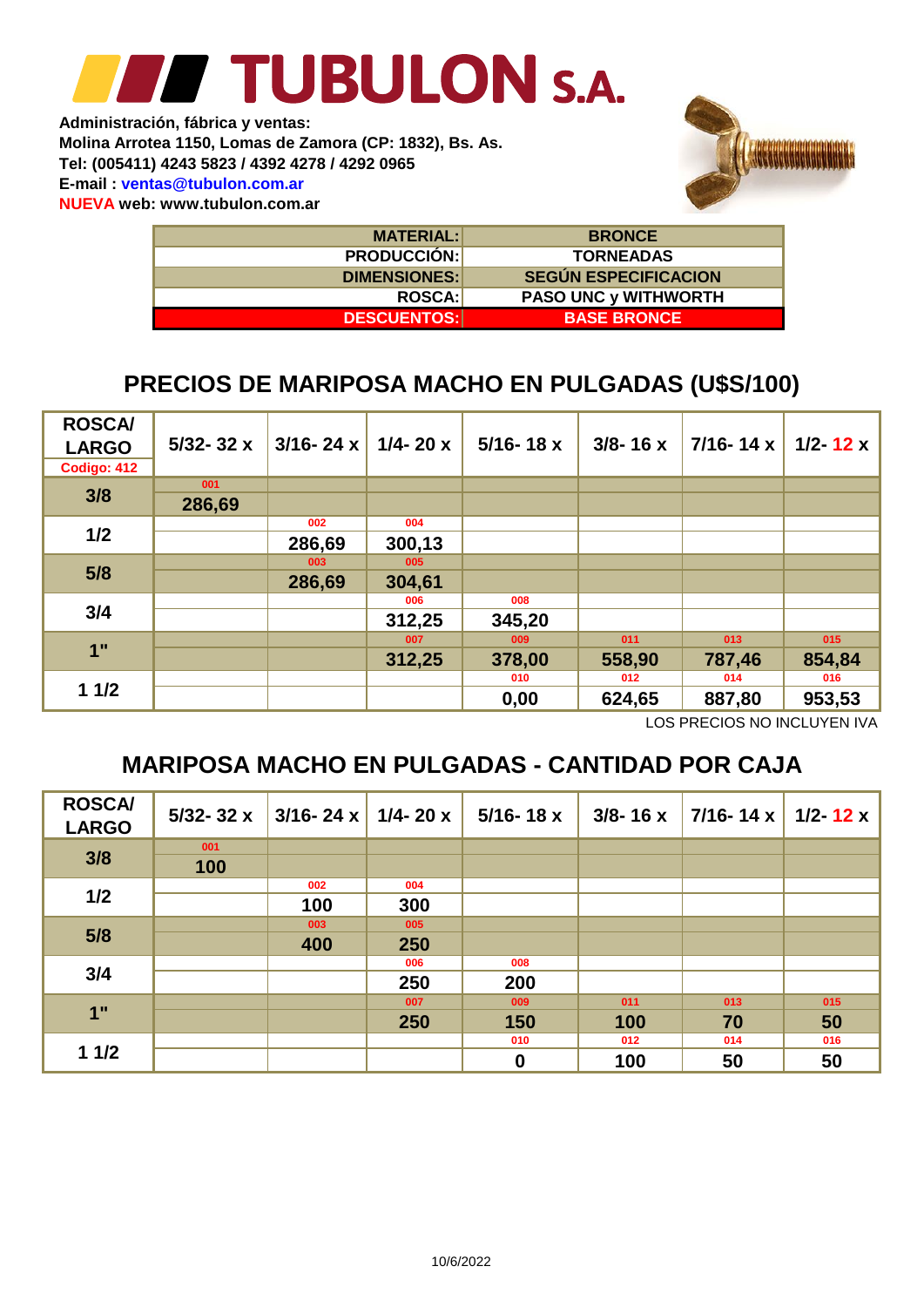# TUBULON S.A.

**Administración, fábrica y ventas:**
**Molina Arrotea 1150, Lomas de Zamora (CP: 1832), Bs. As.**
**Tel: (005411) 4243 5823 / 4392 4278 / 4292 0965**
**E-mail : ventas@tubulon.com.ar**
**NUEVA web: www.tubulon.com.ar**

| | |
|---|---|
| **MATERIAL:** | **BRONCE** |
| **PRODUCCIÓN:** | **TORNEADAS** |
| **DIMENSIONES:** | **SEGÚN ESPECIFICACION** |
| **ROSCA:** | **PASO UNC y WITHWORTH** |
| **DESCUENTOS:** | **BASE BRONCE** |

## PRECIOS DE MARIPOSA MACHO EN PULGADAS (U$S/100)

| ROSCA/ LARGO Codigo: 412 | 5/32- 32 x | 3/16- 24 x | 1/4- 20 x | 5/16- 18 x | 3/8- 16 x | 7/16- 14 x | 1/2- 12 x |
|---|---|---|---|---|---|---|---|
| 3/8 | 001 286,69 | | | | | | |
| 1/2 | | 002 286,69 | 004 300,13 | | | | |
| 5/8 | | 003 286,69 | 005 304,61 | | | | |
| 3/4 | | | 006 312,25 | 008 345,20 | | | |
| 1" | | | 007 312,25 | 009 378,00 | 011 558,90 | 013 787,46 | 015 854,84 |
| 1 1/2 | | | | 010 0,00 | 012 624,65 | 014 887,80 | 016 953,53 |

LOS PRECIOS NO INCLUYEN IVA

## MARIPOSA MACHO EN PULGADAS - CANTIDAD POR CAJA

| ROSCA/ LARGO | 5/32- 32 x | 3/16- 24 x | 1/4- 20 x | 5/16- 18 x | 3/8- 16 x | 7/16- 14 x | 1/2- 12 x |
|---|---|---|---|---|---|---|---|
| 3/8 | 001 100 | | | | | | |
| 1/2 | | 002 100 | 004 300 | | | | |
| 5/8 | | 003 400 | 005 250 | | | | |
| 3/4 | | | 006 250 | 008 200 | | | |
| 1" | | | 007 250 | 009 150 | 011 100 | 013 70 | 015 50 |
| 1 1/2 | | | | 010 0 | 012 100 | 014 50 | 016 50 |

10/6/2022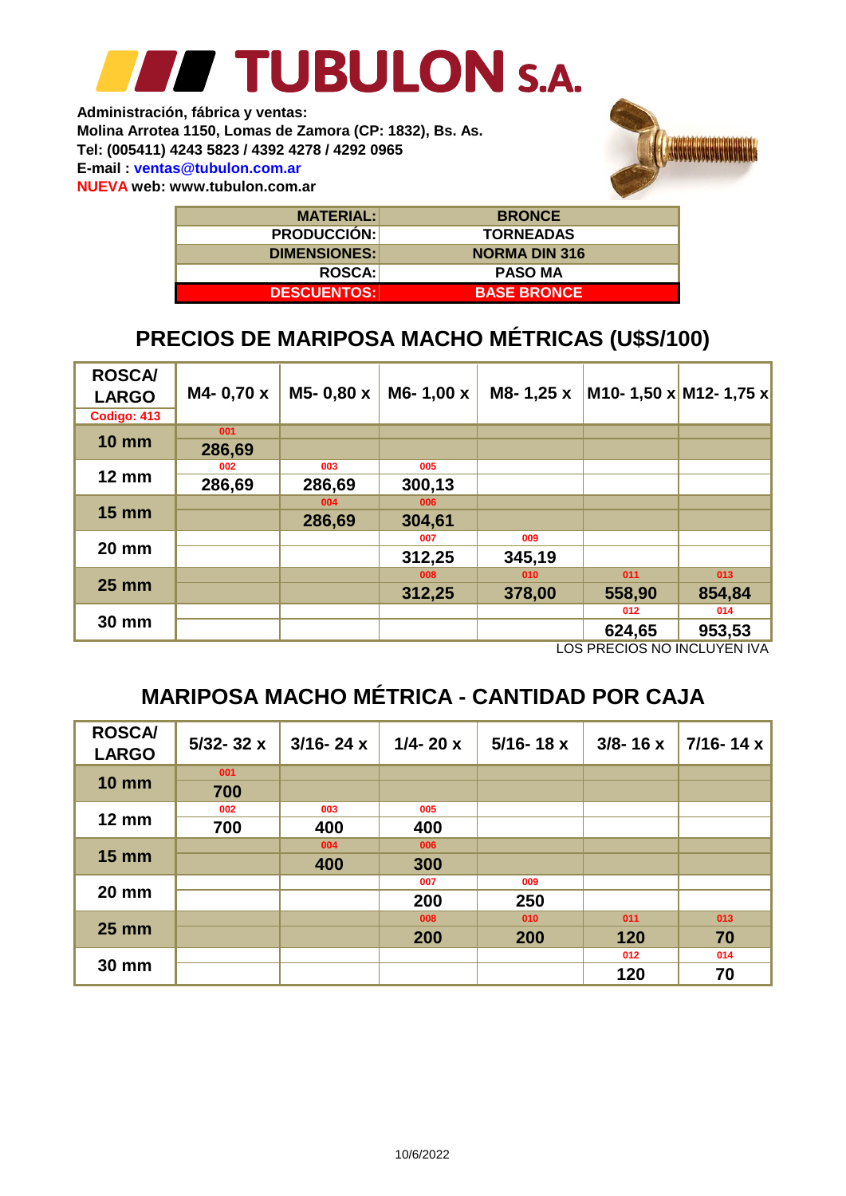# TUBULON S.A.

**Administración, fábrica y ventas:**
**Molina Arrotea 1150, Lomas de Zamora (CP: 1832), Bs. As.**
**Tel: (005411) 4243 5823 / 4392 4278 / 4292 0965**
**E-mail : ventas@tubulon.com.ar**
**NUEVA web: www.tubulon.com.ar**

| | |
|---|---|
| **MATERIAL:** | **BRONCE** |
| **PRODUCCIÓN:** | **TORNEADAS** |
| **DIMENSIONES:** | **NORMA DIN 316** |
| **ROSCA:** | **PASO MA** |
| **DESCUENTOS:** | **BASE BRONCE** |

## PRECIOS DE MARIPOSA MACHO MÉTRICAS (U$S/100)

| ROSCA/ LARGO Codigo: 413 | M4- 0,70 x | M5- 0,80 x | M6- 1,00 x | M8- 1,25 x | M10- 1,50 x | M12- 1,75 x |
|---|---|---|---|---|---|---|
| 10 mm | 001 286,69 | | | | | |
| 12 mm | 002 286,69 | 003 286,69 | 005 300,13 | | | |
| 15 mm | | 004 286,69 | 006 304,61 | | | |
| 20 mm | | | 007 312,25 | 009 345,19 | | |
| 25 mm | | | 008 312,25 | 010 378,00 | 011 558,90 | 013 854,84 |
| 30 mm | | | | | 012 624,65 | 014 953,53 |

LOS PRECIOS NO INCLUYEN IVA

## MARIPOSA MACHO MÉTRICA - CANTIDAD POR CAJA

| ROSCA/ LARGO | 5/32- 32 x | 3/16- 24 x | 1/4- 20 x | 5/16- 18 x | 3/8- 16 x | 7/16- 14 x |
|---|---|---|---|---|---|---|
| 10 mm | 001 700 | | | | | |
| 12 mm | 002 700 | 003 400 | 005 400 | | | |
| 15 mm | | 004 400 | 006 300 | | | |
| 20 mm | | | 007 200 | 009 250 | | |
| 25 mm | | | 008 200 | 010 200 | 011 120 | 013 70 |
| 30 mm | | | | | 012 120 | 014 70 |

10/6/2022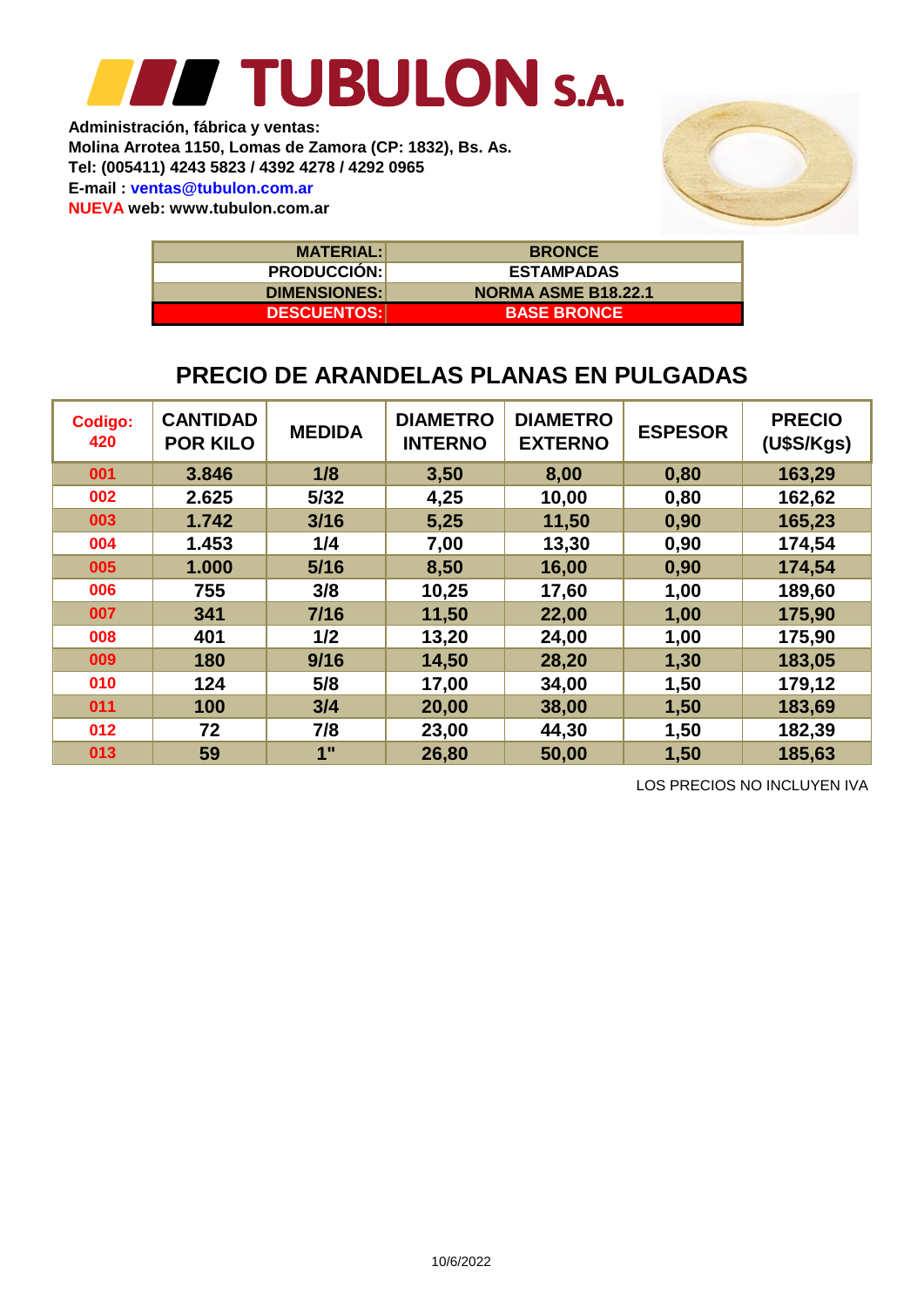# TUBULON S.A.

**Administración, fábrica y ventas:**
**Molina Arrotea 1150, Lomas de Zamora (CP: 1832), Bs. As.**
**Tel: (005411) 4243 5823 / 4392 4278 / 4292 0965**
**E-mail : ventas@tubulon.com.ar**
**NUEVA web: www.tubulon.com.ar**

| | |
|---|---|
| **MATERIAL:** | **BRONCE** |
| **PRODUCCIÓN:** | **ESTAMPADAS** |
| **DIMENSIONES:** | **NORMA ASME B18.22.1** |
| **DESCUENTOS:** | **BASE BRONCE** |

## PRECIO DE ARANDELAS PLANAS EN PULGADAS

| Codigo: 420 | CANTIDAD POR KILO | MEDIDA | DIAMETRO INTERNO | DIAMETRO EXTERNO | ESPESOR | PRECIO (U$S/Kgs) |
|---|---|---|---|---|---|---|
| 001 | 3.846 | 1/8 | 3,50 | 8,00 | 0,80 | 163,29 |
| 002 | 2.625 | 5/32 | 4,25 | 10,00 | 0,80 | 162,62 |
| 003 | 1.742 | 3/16 | 5,25 | 11,50 | 0,90 | 165,23 |
| 004 | 1.453 | 1/4 | 7,00 | 13,30 | 0,90 | 174,54 |
| 005 | 1.000 | 5/16 | 8,50 | 16,00 | 0,90 | 174,54 |
| 006 | 755 | 3/8 | 10,25 | 17,60 | 1,00 | 189,60 |
| 007 | 341 | 7/16 | 11,50 | 22,00 | 1,00 | 175,90 |
| 008 | 401 | 1/2 | 13,20 | 24,00 | 1,00 | 175,90 |
| 009 | 180 | 9/16 | 14,50 | 28,20 | 1,30 | 183,05 |
| 010 | 124 | 5/8 | 17,00 | 34,00 | 1,50 | 179,12 |
| 011 | 100 | 3/4 | 20,00 | 38,00 | 1,50 | 183,69 |
| 012 | 72 | 7/8 | 23,00 | 44,30 | 1,50 | 182,39 |
| 013 | 59 | 1" | 26,80 | 50,00 | 1,50 | 185,63 |

LOS PRECIOS NO INCLUYEN IVA

10/6/2022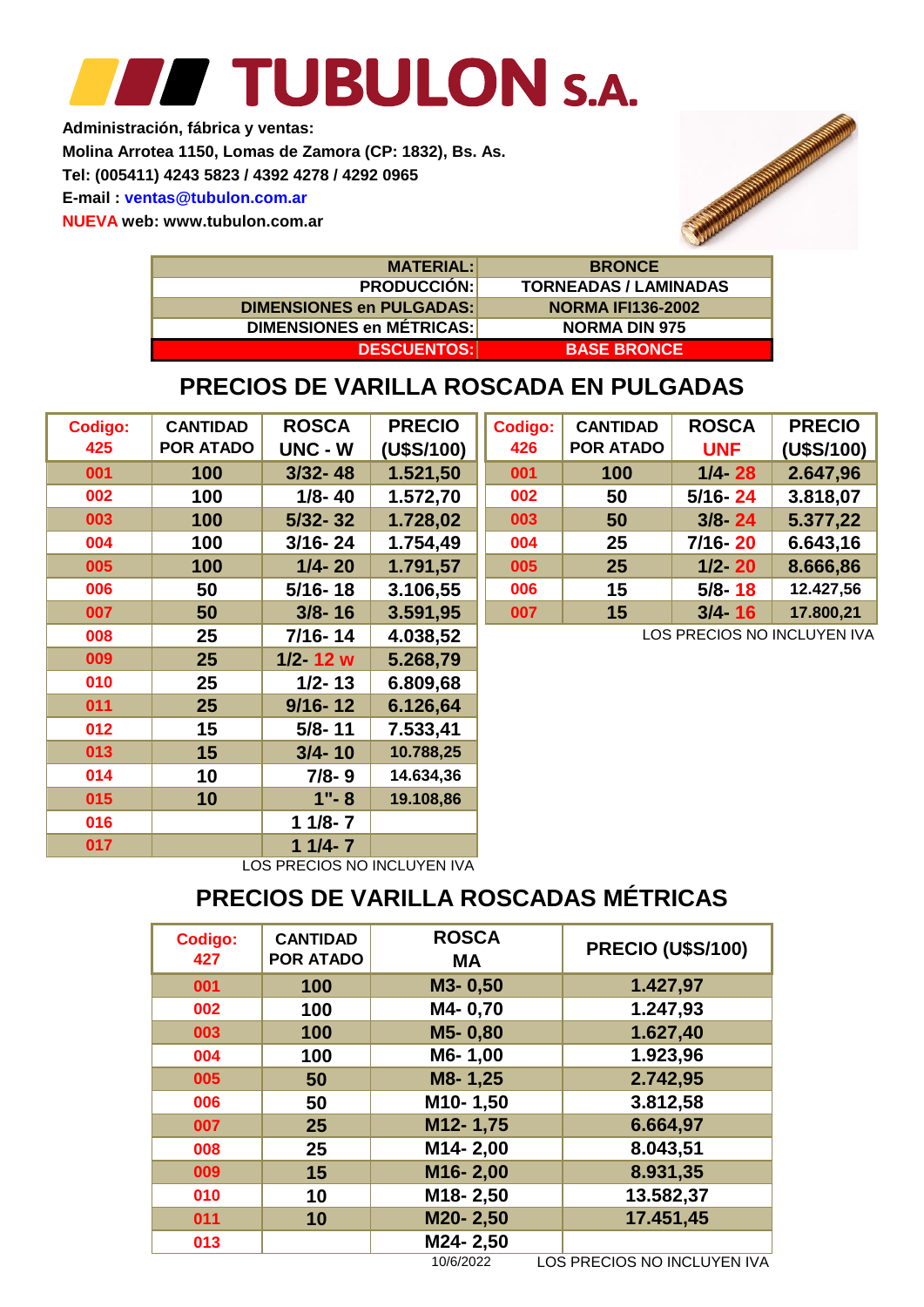# TUBULON S.A.

**Administración, fábrica y ventas:**
**Molina Arrotea 1150, Lomas de Zamora (CP: 1832), Bs. As.**
**Tel: (005411) 4243 5823 / 4392 4278 / 4292 0965**
**E-mail : ventas@tubulon.com.ar**
**NUEVA web: www.tubulon.com.ar**

| | |
|---|---|
| **MATERIAL:** | **BRONCE** |
| **PRODUCCIÓN:** | **TORNEADAS / LAMINADAS** |
| **DIMENSIONES en PULGADAS:** | **NORMA IFI136-2002** |
| **DIMENSIONES en MÉTRICAS:** | **NORMA DIN 975** |
| **DESCUENTOS:** | **BASE BRONCE** |

## PRECIOS DE VARILLA ROSCADA EN PULGADAS

| Codigo: 425 | CANTIDAD POR ATADO | ROSCA UNC - W | PRECIO (U$S/100) |
|---|---|---|---|
| 001 | 100 | 3/32- 48 | 1.521,50 |
| 002 | 100 | 1/8- 40 | 1.572,70 |
| 003 | 100 | 5/32- 32 | 1.728,02 |
| 004 | 100 | 3/16- 24 | 1.754,49 |
| 005 | 100 | 1/4- 20 | 1.791,57 |
| 006 | 50 | 5/16- 18 | 3.106,55 |
| 007 | 50 | 3/8- 16 | 3.591,95 |
| 008 | 25 | 7/16- 14 | 4.038,52 |
| 009 | 25 | 1/2- 12 w | 5.268,79 |
| 010 | 25 | 1/2- 13 | 6.809,68 |
| 011 | 25 | 9/16- 12 | 6.126,64 |
| 012 | 15 | 5/8- 11 | 7.533,41 |
| 013 | 15 | 3/4- 10 | 10.788,25 |
| 014 | 10 | 7/8- 9 | 14.634,36 |
| 015 | 10 | 1"- 8 | 19.108,86 |
| 016 | | 1 1/8- 7 | |
| 017 | | 1 1/4- 7 | |

LOS PRECIOS NO INCLUYEN IVA

| Codigo: 426 | CANTIDAD POR ATADO | ROSCA UNF | PRECIO (U$S/100) |
|---|---|---|---|
| 001 | 100 | 1/4- 28 | 2.647,96 |
| 002 | 50 | 5/16- 24 | 3.818,07 |
| 003 | 50 | 3/8- 24 | 5.377,22 |
| 004 | 25 | 7/16- 20 | 6.643,16 |
| 005 | 25 | 1/2- 20 | 8.666,86 |
| 006 | 15 | 5/8- 18 | 12.427,56 |
| 007 | 15 | 3/4- 16 | 17.800,21 |

LOS PRECIOS NO INCLUYEN IVA

## PRECIOS DE VARILLA ROSCADAS MÉTRICAS

| Codigo: 427 | CANTIDAD POR ATADO | ROSCA MA | PRECIO (U$S/100) |
|---|---|---|---|
| 001 | 100 | M3- 0,50 | 1.427,97 |
| 002 | 100 | M4- 0,70 | 1.247,93 |
| 003 | 100 | M5- 0,80 | 1.627,40 |
| 004 | 100 | M6- 1,00 | 1.923,96 |
| 005 | 50 | M8- 1,25 | 2.742,95 |
| 006 | 50 | M10- 1,50 | 3.812,58 |
| 007 | 25 | M12- 1,75 | 6.664,97 |
| 008 | 25 | M14- 2,00 | 8.043,51 |
| 009 | 15 | M16- 2,00 | 8.931,35 |
| 010 | 10 | M18- 2,50 | 13.582,37 |
| 011 | 10 | M20- 2,50 | 17.451,45 |
| 013 | | M24- 2,50 | |

10/6/2022

LOS PRECIOS NO INCLUYEN IVA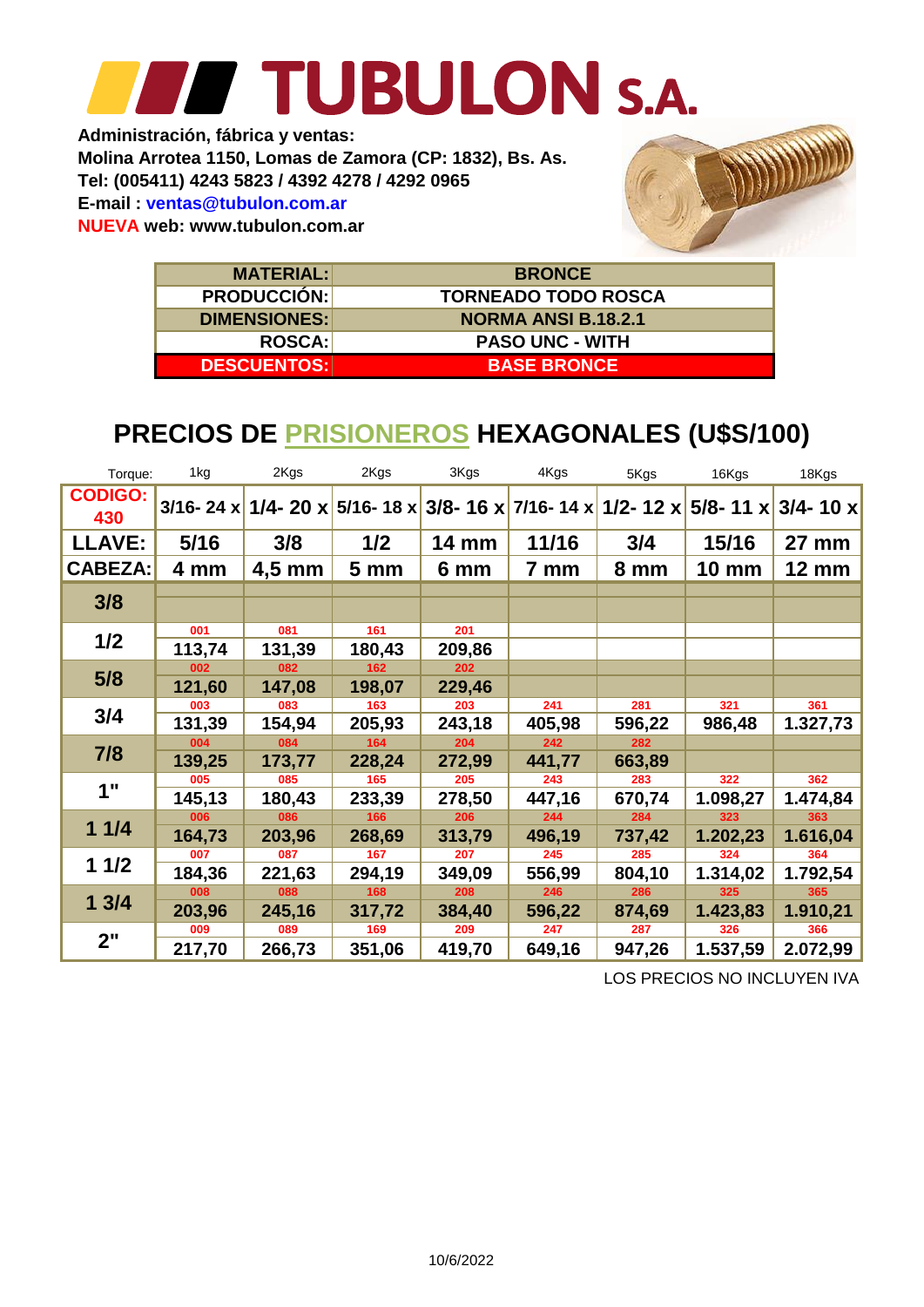# TUBULON S.A.

**Administración, fábrica y ventas:**
**Molina Arrotea 1150, Lomas de Zamora (CP: 1832), Bs. As.**
**Tel: (005411) 4243 5823 / 4392 4278 / 4292 0965**
**E-mail : ventas@tubulon.com.ar**
**NUEVA web: www.tubulon.com.ar**

| | |
|---|---|
| **MATERIAL:** | **BRONCE** |
| **PRODUCCIÓN:** | **TORNEADO TODO ROSCA** |
| **DIMENSIONES:** | **NORMA ANSI B.18.2.1** |
| **ROSCA:** | **PASO UNC - WITH** |
| **DESCUENTOS:** | **BASE BRONCE** |

## PRECIOS DE PRISIONEROS HEXAGONALES (U$S/100)

| Torque: | 1kg | 2Kgs | 2Kgs | 3Kgs | 4Kgs | 5Kgs | 16Kgs | 18Kgs |
|---|---|---|---|---|---|---|---|---|
| **CODIGO: 430** | 3/16- 24 x | 1/4- 20 x | 5/16- 18 x | 3/8- 16 x | 7/16- 14 x | 1/2- 12 x | 5/8- 11 x | 3/4- 10 x |
| **LLAVE:** | 5/16 | 3/8 | 1/2 | 14 mm | 11/16 | 3/4 | 15/16 | 27 mm |
| **CABEZA:** | 4 mm | 4,5 mm | 5 mm | 6 mm | 7 mm | 8 mm | 10 mm | 12 mm |
| **3/8** | | | | | | | | |
| **1/2** | 001<br>113,74 | 081<br>131,39 | 161<br>180,43 | 201<br>209,86 | | | | |
| **5/8** | 002<br>121,60 | 082<br>147,08 | 162<br>198,07 | 202<br>229,46 | | | | |
| **3/4** | 003<br>131,39 | 083<br>154,94 | 163<br>205,93 | 203<br>243,18 | 241<br>405,98 | 281<br>596,22 | 321<br>986,48 | 361<br>1.327,73 |
| **7/8** | 004<br>139,25 | 084<br>173,77 | 164<br>228,24 | 204<br>272,99 | 242<br>441,77 | 282<br>663,89 | | |
| **1"** | 005<br>145,13 | 085<br>180,43 | 165<br>233,39 | 205<br>278,50 | 243<br>447,16 | 283<br>670,74 | 322<br>1.098,27 | 362<br>1.474,84 |
| **1 1/4** | 006<br>164,73 | 086<br>203,96 | 166<br>268,69 | 206<br>313,79 | 244<br>496,19 | 284<br>737,42 | 323<br>1.202,23 | 363<br>1.616,04 |
| **1 1/2** | 007<br>184,36 | 087<br>221,63 | 167<br>294,19 | 207<br>349,09 | 245<br>556,99 | 285<br>804,10 | 324<br>1.314,02 | 364<br>1.792,54 |
| **1 3/4** | 008<br>203,96 | 088<br>245,16 | 168<br>317,72 | 208<br>384,40 | 246<br>596,22 | 286<br>874,69 | 325<br>1.423,83 | 365<br>1.910,21 |
| **2"** | 009<br>217,70 | 089<br>266,73 | 169<br>351,06 | 209<br>419,70 | 247<br>649,16 | 287<br>947,26 | 326<br>1.537,59 | 366<br>2.072,99 |

LOS PRECIOS NO INCLUYEN IVA

10/6/2022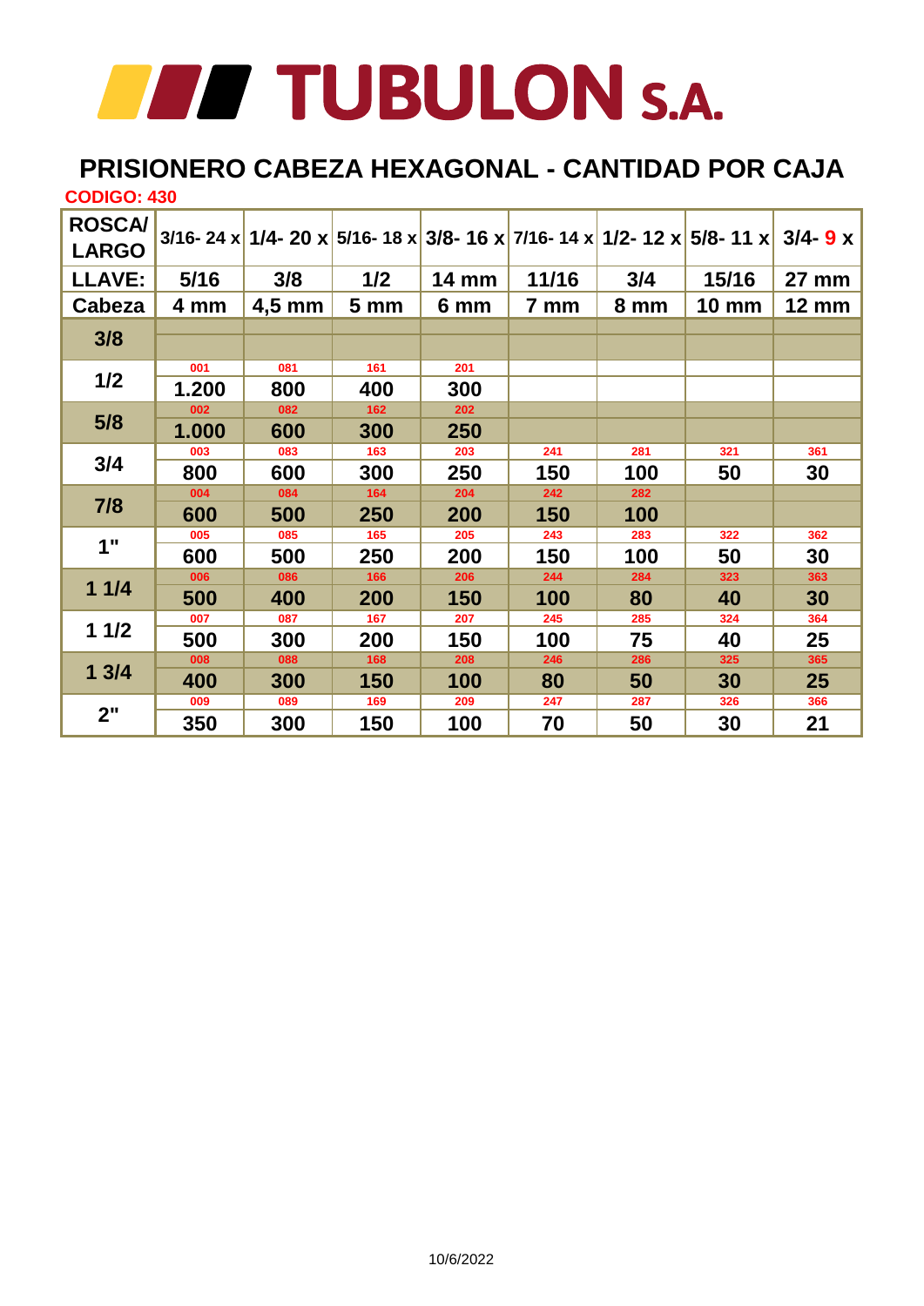# TUBULON S.A.

## PRISIONERO CABEZA HEXAGONAL - CANTIDAD POR CAJA

**CODIGO: 430**

| ROSCA/ LARGO | 3/16- 24 x | 1/4- 20 x | 5/16- 18 x | 3/8- 16 x | 7/16- 14 x | 1/2- 12 x | 5/8- 11 x | 3/4- 9 x |
|---|---|---|---|---|---|---|---|---|
| LLAVE: | 5/16 | 3/8 | 1/2 | 14 mm | 11/16 | 3/4 | 15/16 | 27 mm |
| Cabeza | 4 mm | 4,5 mm | 5 mm | 6 mm | 7 mm | 8 mm | 10 mm | 12 mm |
| 3/8 | | | | | | | | |
| 1/2 | 001<br>1.200 | 081<br>800 | 161<br>400 | 201<br>300 | | | | |
| 5/8 | 002<br>1.000 | 082<br>600 | 162<br>300 | 202<br>250 | | | | |
| 3/4 | 003<br>800 | 083<br>600 | 163<br>300 | 203<br>250 | 241<br>150 | 281<br>100 | 321<br>50 | 361<br>30 |
| 7/8 | 004<br>600 | 084<br>500 | 164<br>250 | 204<br>200 | 242<br>150 | 282<br>100 | | |
| 1" | 005<br>600 | 085<br>500 | 165<br>250 | 205<br>200 | 243<br>150 | 283<br>100 | 322<br>50 | 362<br>30 |
| 1 1/4 | 006<br>500 | 086<br>400 | 166<br>200 | 206<br>150 | 244<br>100 | 284<br>80 | 323<br>40 | 363<br>30 |
| 1 1/2 | 007<br>500 | 087<br>300 | 167<br>200 | 207<br>150 | 245<br>100 | 285<br>75 | 324<br>40 | 364<br>25 |
| 1 3/4 | 008<br>400 | 088<br>300 | 168<br>150 | 208<br>100 | 246<br>80 | 286<br>50 | 325<br>30 | 365<br>25 |
| 2" | 009<br>350 | 089<br>300 | 169<br>150 | 209<br>100 | 247<br>70 | 287<br>50 | 326<br>30 | 366<br>21 |

10/6/2022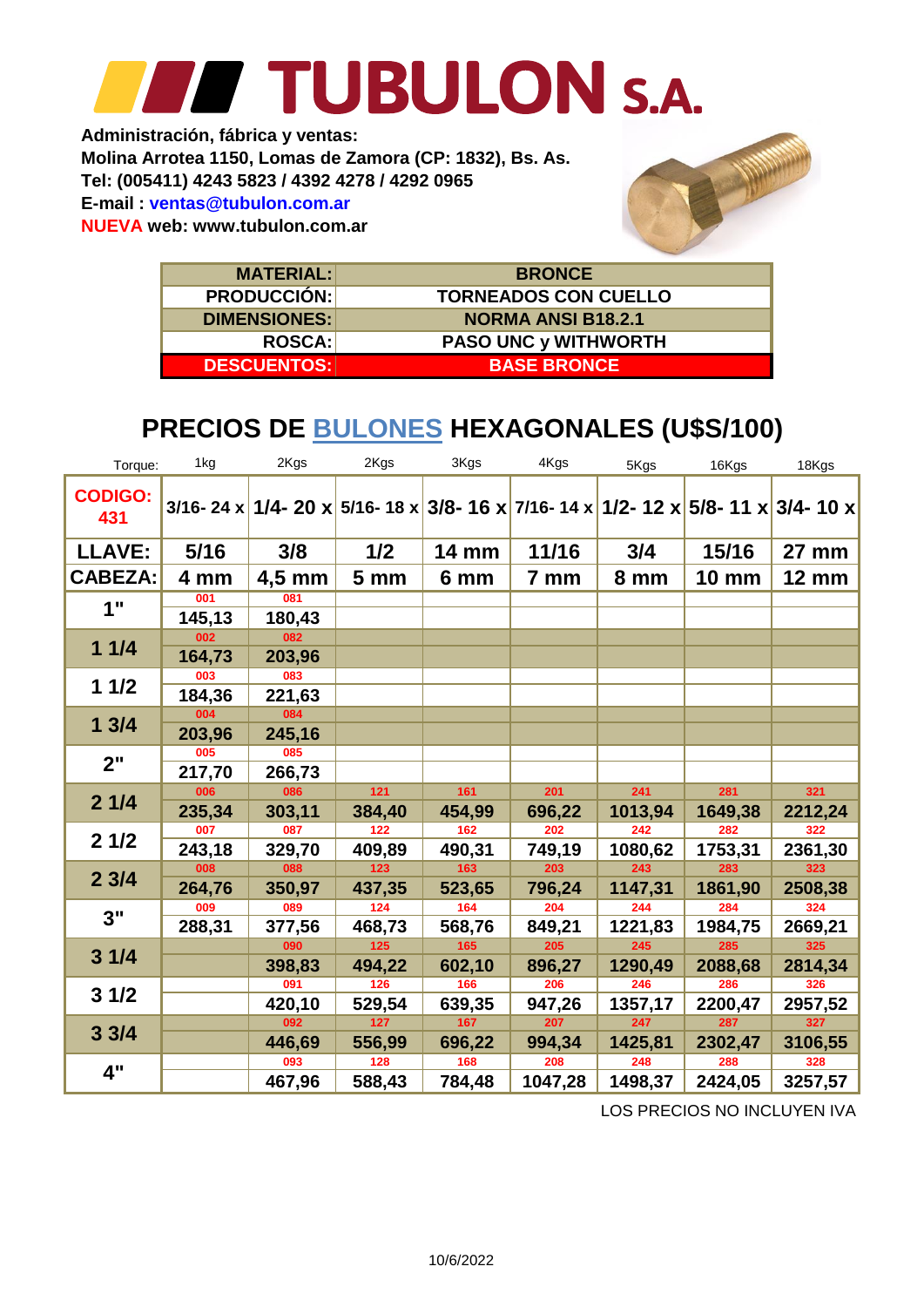# TUBULON S.A.

**Administración, fábrica y ventas:**
**Molina Arrotea 1150, Lomas de Zamora (CP: 1832), Bs. As.**
**Tel: (005411) 4243 5823 / 4392 4278 / 4292 0965**
**E-mail : ventas@tubulon.com.ar**
**NUEVA web: www.tubulon.com.ar**

| | |
|---|---|
| **MATERIAL:** | **BRONCE** |
| **PRODUCCIÓN:** | **TORNEADOS CON CUELLO** |
| **DIMENSIONES:** | **NORMA ANSI B18.2.1** |
| **ROSCA:** | **PASO UNC y WITHWORTH** |
| **DESCUENTOS:** | **BASE BRONCE** |

## PRECIOS DE BULONES HEXAGONALES (U$S/100)

| Torque: | 1kg | 2Kgs | 2Kgs | 3Kgs | 4Kgs | 5Kgs | 16Kgs | 18Kgs |
|---|---|---|---|---|---|---|---|---|
| **CODIGO: 431** | 3/16- 24 x | 1/4- 20 x | 5/16- 18 x | 3/8- 16 x | 7/16- 14 x | 1/2- 12 x | 5/8- 11 x | 3/4- 10 x |
| **LLAVE:** | 5/16 | 3/8 | 1/2 | 14 mm | 11/16 | 3/4 | 15/16 | 27 mm |
| **CABEZA:** | 4 mm | 4,5 mm | 5 mm | 6 mm | 7 mm | 8 mm | 10 mm | 12 mm |
| **1"** | 001<br>145,13 | 081<br>180,43 | | | | | | |
| **1 1/4** | 002<br>164,73 | 082<br>203,96 | | | | | | |
| **1 1/2** | 003<br>184,36 | 083<br>221,63 | | | | | | |
| **1 3/4** | 004<br>203,96 | 084<br>245,16 | | | | | | |
| **2"** | 005<br>217,70 | 085<br>266,73 | | | | | | |
| **2 1/4** | 006<br>235,34 | 086<br>303,11 | 121<br>384,40 | 161<br>454,99 | 201<br>696,22 | 241<br>1013,94 | 281<br>1649,38 | 321<br>2212,24 |
| **2 1/2** | 007<br>243,18 | 087<br>329,70 | 122<br>409,89 | 162<br>490,31 | 202<br>749,19 | 242<br>1080,62 | 282<br>1753,31 | 322<br>2361,30 |
| **2 3/4** | 008<br>264,76 | 088<br>350,97 | 123<br>437,35 | 163<br>523,65 | 203<br>796,24 | 243<br>1147,31 | 283<br>1861,90 | 323<br>2508,38 |
| **3"** | 009<br>288,31 | 089<br>377,56 | 124<br>468,73 | 164<br>568,76 | 204<br>849,21 | 244<br>1221,83 | 284<br>1984,75 | 324<br>2669,21 |
| **3 1/4** | | 090<br>398,83 | 125<br>494,22 | 165<br>602,10 | 205<br>896,27 | 245<br>1290,49 | 285<br>2088,68 | 325<br>2814,34 |
| **3 1/2** | | 091<br>420,10 | 126<br>529,54 | 166<br>639,35 | 206<br>947,26 | 246<br>1357,17 | 286<br>2200,47 | 326<br>2957,52 |
| **3 3/4** | | 092<br>446,69 | 127<br>556,99 | 167<br>696,22 | 207<br>994,34 | 247<br>1425,81 | 287<br>2302,47 | 327<br>3106,55 |
| **4"** | | 093<br>467,96 | 128<br>588,43 | 168<br>784,48 | 208<br>1047,28 | 248<br>1498,37 | 288<br>2424,05 | 328<br>3257,57 |

LOS PRECIOS NO INCLUYEN IVA

10/6/2022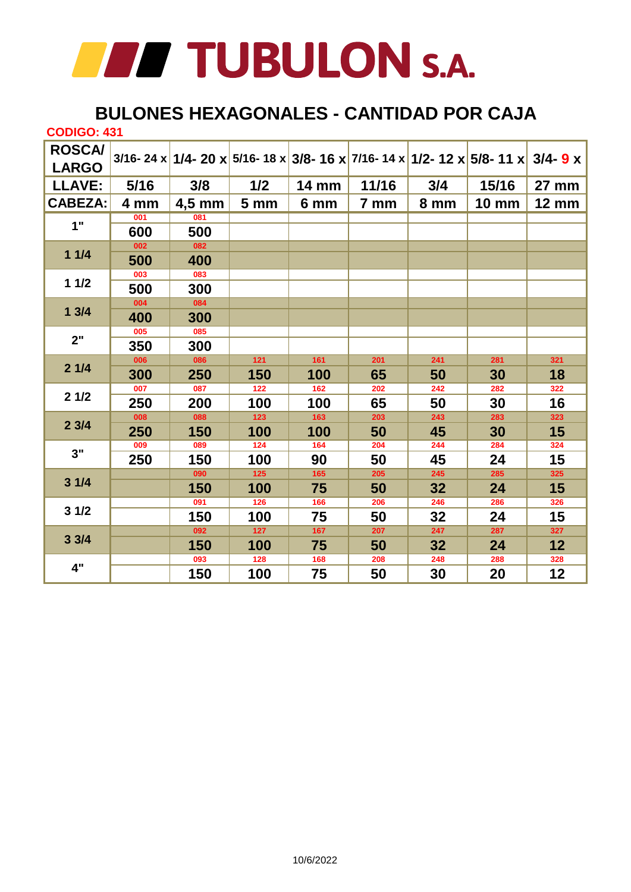# TUBULON S.A.

## BULONES HEXAGONALES - CANTIDAD POR CAJA

**CODIGO: 431**

| ROSCA/ LARGO | 3/16- 24 x | 1/4- 20 x | 5/16- 18 x | 3/8- 16 x | 7/16- 14 x | 1/2- 12 x | 5/8- 11 x | 3/4- 9 x |
|---|---|---|---|---|---|---|---|---|
| LLAVE: | 5/16 | 3/8 | 1/2 | 14 mm | 11/16 | 3/4 | 15/16 | 27 mm |
| CABEZA: | 4 mm | 4,5 mm | 5 mm | 6 mm | 7 mm | 8 mm | 10 mm | 12 mm |
| 1" | 001<br>600 | 081<br>500 | | | | | | |
| 1 1/4 | 002<br>500 | 082<br>400 | | | | | | |
| 1 1/2 | 003<br>500 | 083<br>300 | | | | | | |
| 1 3/4 | 004<br>400 | 084<br>300 | | | | | | |
| 2" | 005<br>350 | 085<br>300 | | | | | | |
| 2 1/4 | 006<br>300 | 086<br>250 | 121<br>150 | 161<br>100 | 201<br>65 | 241<br>50 | 281<br>30 | 321<br>18 |
| 2 1/2 | 007<br>250 | 087<br>200 | 122<br>100 | 162<br>100 | 202<br>65 | 242<br>50 | 282<br>30 | 322<br>16 |
| 2 3/4 | 008<br>250 | 088<br>150 | 123<br>100 | 163<br>100 | 203<br>50 | 243<br>45 | 283<br>30 | 323<br>15 |
| 3" | 009<br>250 | 089<br>150 | 124<br>100 | 164<br>90 | 204<br>50 | 244<br>45 | 284<br>24 | 324<br>15 |
| 3 1/4 | | 090<br>150 | 125<br>100 | 165<br>75 | 205<br>50 | 245<br>32 | 285<br>24 | 325<br>15 |
| 3 1/2 | | 091<br>150 | 126<br>100 | 166<br>75 | 206<br>50 | 246<br>32 | 286<br>24 | 326<br>15 |
| 3 3/4 | | 092<br>150 | 127<br>100 | 167<br>75 | 207<br>50 | 247<br>32 | 287<br>24 | 327<br>12 |
| 4" | | 093<br>150 | 128<br>100 | 168<br>75 | 208<br>50 | 248<br>30 | 288<br>20 | 328<br>12 |

10/6/2022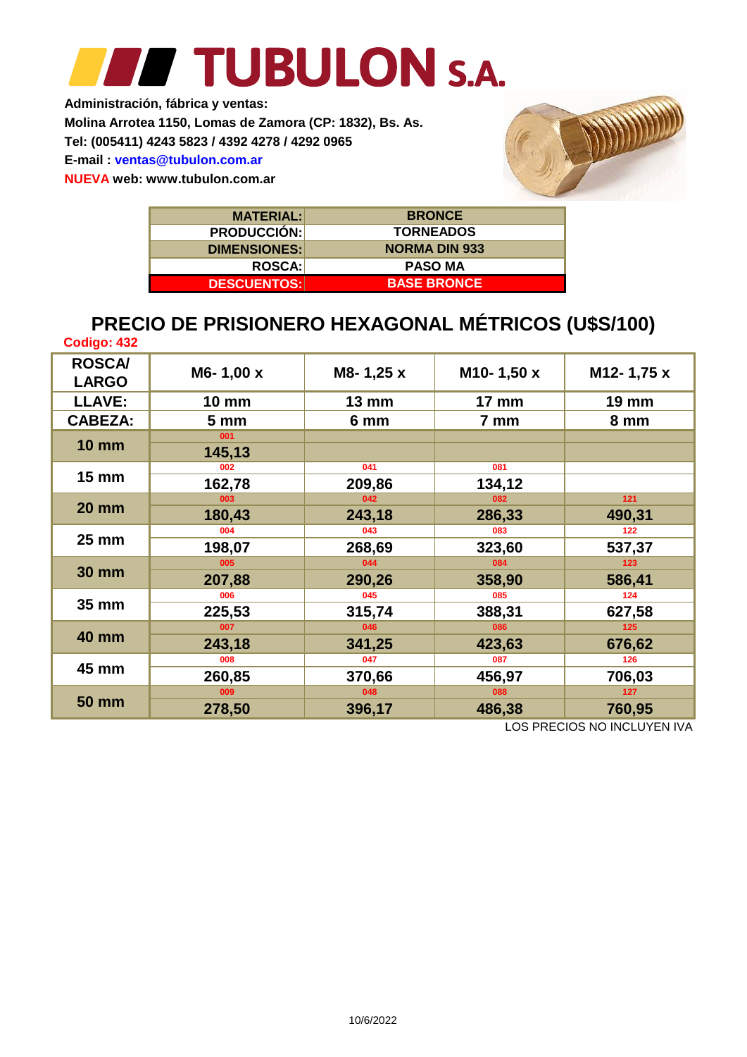# TUBULON S.A.

**Administración, fábrica y ventas:**
**Molina Arrotea 1150, Lomas de Zamora (CP: 1832), Bs. As.**
**Tel: (005411) 4243 5823 / 4392 4278 / 4292 0965**
**E-mail : ventas@tubulon.com.ar**
**NUEVA web: www.tubulon.com.ar**

| | |
|---|---|
| **MATERIAL:** | **BRONCE** |
| **PRODUCCIÓN:** | **TORNEADOS** |
| **DIMENSIONES:** | **NORMA DIN 933** |
| **ROSCA:** | **PASO MA** |
| **DESCUENTOS:** | **BASE BRONCE** |

## PRECIO DE PRISIONERO HEXAGONAL MÉTRICOS (U$S/100)

**Codigo: 432**

| ROSCA/ LARGO | M6- 1,00 x | M8- 1,25 x | M10- 1,50 x | M12- 1,75 x |
|---|---|---|---|---|
| LLAVE: | 10 mm | 13 mm | 17 mm | 19 mm |
| CABEZA: | 5 mm | 6 mm | 7 mm | 8 mm |
| 10 mm | 001<br>145,13 | | | |
| 15 mm | 002<br>162,78 | 041<br>209,86 | 081<br>134,12 | |
| 20 mm | 003<br>180,43 | 042<br>243,18 | 082<br>286,33 | 121<br>490,31 |
| 25 mm | 004<br>198,07 | 043<br>268,69 | 083<br>323,60 | 122<br>537,37 |
| 30 mm | 005<br>207,88 | 044<br>290,26 | 084<br>358,90 | 123<br>586,41 |
| 35 mm | 006<br>225,53 | 045<br>315,74 | 085<br>388,31 | 124<br>627,58 |
| 40 mm | 007<br>243,18 | 046<br>341,25 | 086<br>423,63 | 125<br>676,62 |
| 45 mm | 008<br>260,85 | 047<br>370,66 | 087<br>456,97 | 126<br>706,03 |
| 50 mm | 009<br>278,50 | 048<br>396,17 | 088<br>486,38 | 127<br>760,95 |

LOS PRECIOS NO INCLUYEN IVA

10/6/2022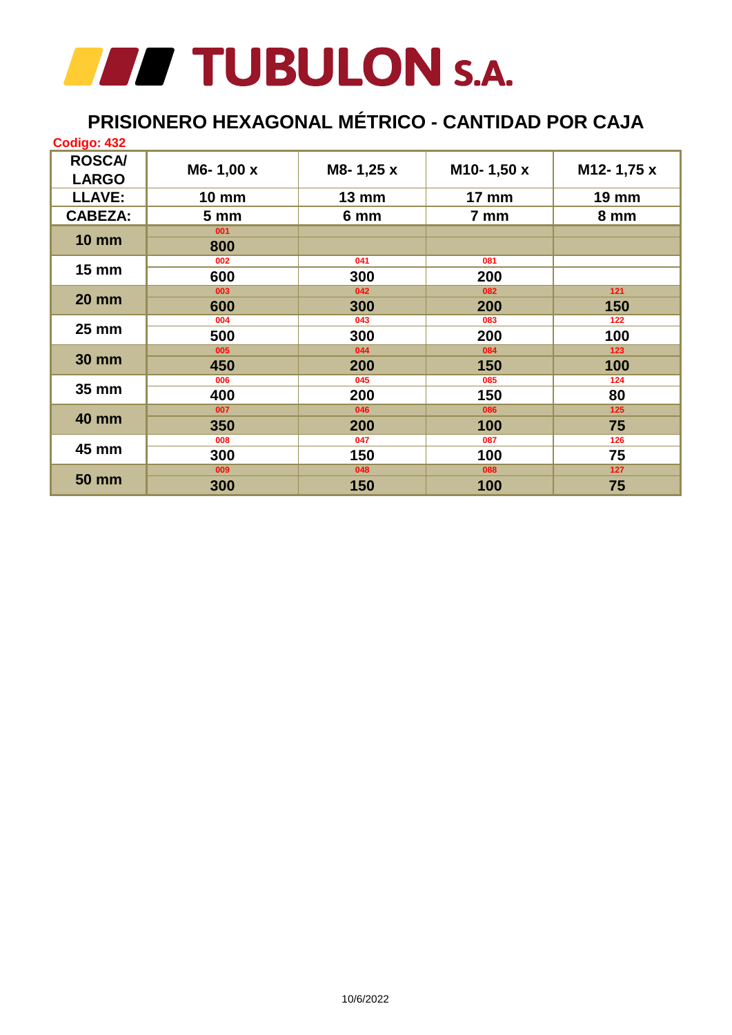# TUBULON S.A.

## PRISIONERO HEXAGONAL MÉTRICO - CANTIDAD POR CAJA

**Codigo: 432**

| ROSCA/ LARGO | M6- 1,00 x | M8- 1,25 x | M10- 1,50 x | M12- 1,75 x |
|---|---|---|---|---|
| LLAVE: | 10 mm | 13 mm | 17 mm | 19 mm |
| CABEZA: | 5 mm | 6 mm | 7 mm | 8 mm |
| 10 mm | 001<br>800 | | | |
| 15 mm | 002<br>600 | 041<br>300 | 081<br>200 | |
| 20 mm | 003<br>600 | 042<br>300 | 082<br>200 | 121<br>150 |
| 25 mm | 004<br>500 | 043<br>300 | 083<br>200 | 122<br>100 |
| 30 mm | 005<br>450 | 044<br>200 | 084<br>150 | 123<br>100 |
| 35 mm | 006<br>400 | 045<br>200 | 085<br>150 | 124<br>80 |
| 40 mm | 007<br>350 | 046<br>200 | 086<br>100 | 125<br>75 |
| 45 mm | 008<br>300 | 047<br>150 | 087<br>100 | 126<br>75 |
| 50 mm | 009<br>300 | 048<br>150 | 088<br>100 | 127<br>75 |

10/6/2022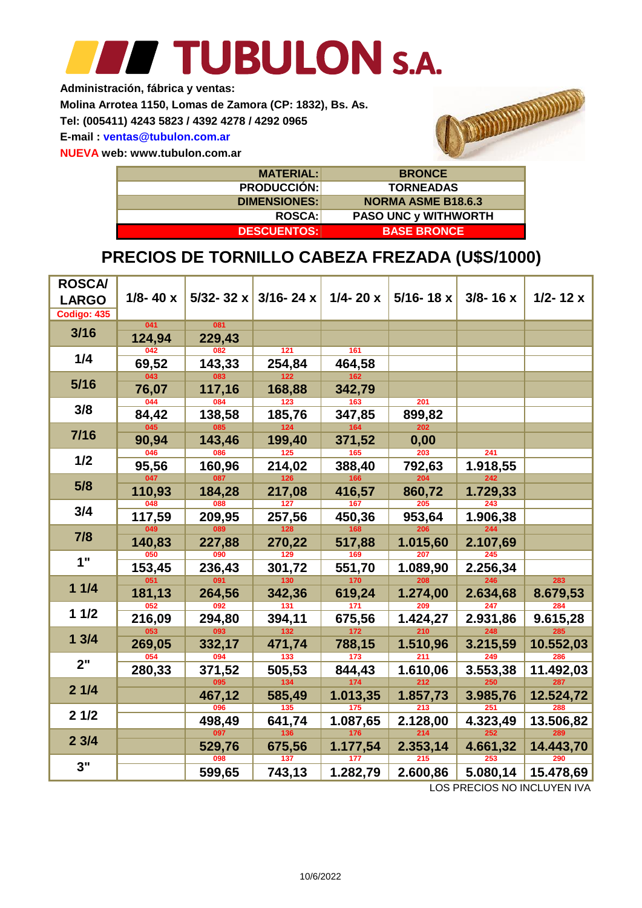# TUBULON S.A.

**Administración, fábrica y ventas:**
**Molina Arrotea 1150, Lomas de Zamora (CP: 1832), Bs. As.**
**Tel: (005411) 4243 5823 / 4392 4278 / 4292 0965**
**E-mail : ventas@tubulon.com.ar**
**NUEVA web: www.tubulon.com.ar**

| | |
|---|---|
| **MATERIAL:** | **BRONCE** |
| **PRODUCCIÓN:** | **TORNEADAS** |
| **DIMENSIONES:** | **NORMA ASME B18.6.3** |
| **ROSCA:** | **PASO UNC y WITHWORTH** |
| **DESCUENTOS:** | **BASE BRONCE** |

## PRECIOS DE TORNILLO CABEZA FREZADA (U$S/1000)

| ROSCA/ LARGO Codigo: 435 | 1/8- 40 x | 5/32- 32 x | 3/16- 24 x | 1/4- 20 x | 5/16- 18 x | 3/8- 16 x | 1/2- 12 x |
|---|---|---|---|---|---|---|---|
| 3/16 | 041 124,94 | 081 229,43 | | | | | |
| 1/4 | 042 69,52 | 082 143,33 | 121 254,84 | 161 464,58 | | | |
| 5/16 | 043 76,07 | 083 117,16 | 122 168,88 | 162 342,79 | | | |
| 3/8 | 044 84,42 | 084 138,58 | 123 185,76 | 163 347,85 | 201 899,82 | | |
| 7/16 | 045 90,94 | 085 143,46 | 124 199,40 | 164 371,52 | 202 0,00 | | |
| 1/2 | 046 95,56 | 086 160,96 | 125 214,02 | 165 388,40 | 203 792,63 | 241 1.918,55 | |
| 5/8 | 047 110,93 | 087 184,28 | 126 217,08 | 166 416,57 | 204 860,72 | 242 1.729,33 | |
| 3/4 | 048 117,59 | 088 209,95 | 127 257,56 | 167 450,36 | 205 953,64 | 243 1.906,38 | |
| 7/8 | 049 140,83 | 089 227,88 | 128 270,22 | 168 517,88 | 206 1.015,60 | 244 2.107,69 | |
| 1" | 050 153,45 | 090 236,43 | 129 301,72 | 169 551,70 | 207 1.089,90 | 245 2.256,34 | |
| 1 1/4 | 051 181,13 | 091 264,56 | 130 342,36 | 170 619,24 | 208 1.274,00 | 246 2.634,68 | 283 8.679,53 |
| 1 1/2 | 052 216,09 | 092 294,80 | 131 394,11 | 171 675,56 | 209 1.424,27 | 247 2.931,86 | 284 9.615,28 |
| 1 3/4 | 053 269,05 | 093 332,17 | 132 471,74 | 172 788,15 | 210 1.510,96 | 248 3.215,59 | 285 10.552,03 |
| 2" | 054 280,33 | 094 371,52 | 133 505,53 | 173 844,43 | 211 1.610,06 | 249 3.553,38 | 286 11.492,03 |
| 2 1/4 | | 095 467,12 | 134 585,49 | 174 1.013,35 | 212 1.857,73 | 250 3.985,76 | 287 12.524,72 |
| 2 1/2 | | 096 498,49 | 135 641,74 | 175 1.087,65 | 213 2.128,00 | 251 4.323,49 | 288 13.506,82 |
| 2 3/4 | | 097 529,76 | 136 675,56 | 176 1.177,54 | 214 2.353,14 | 252 4.661,32 | 289 14.443,70 |
| 3" | | 098 599,65 | 137 743,13 | 177 1.282,79 | 215 2.600,86 | 253 5.080,14 | 290 15.478,69 |

LOS PRECIOS NO INCLUYEN IVA

10/6/2022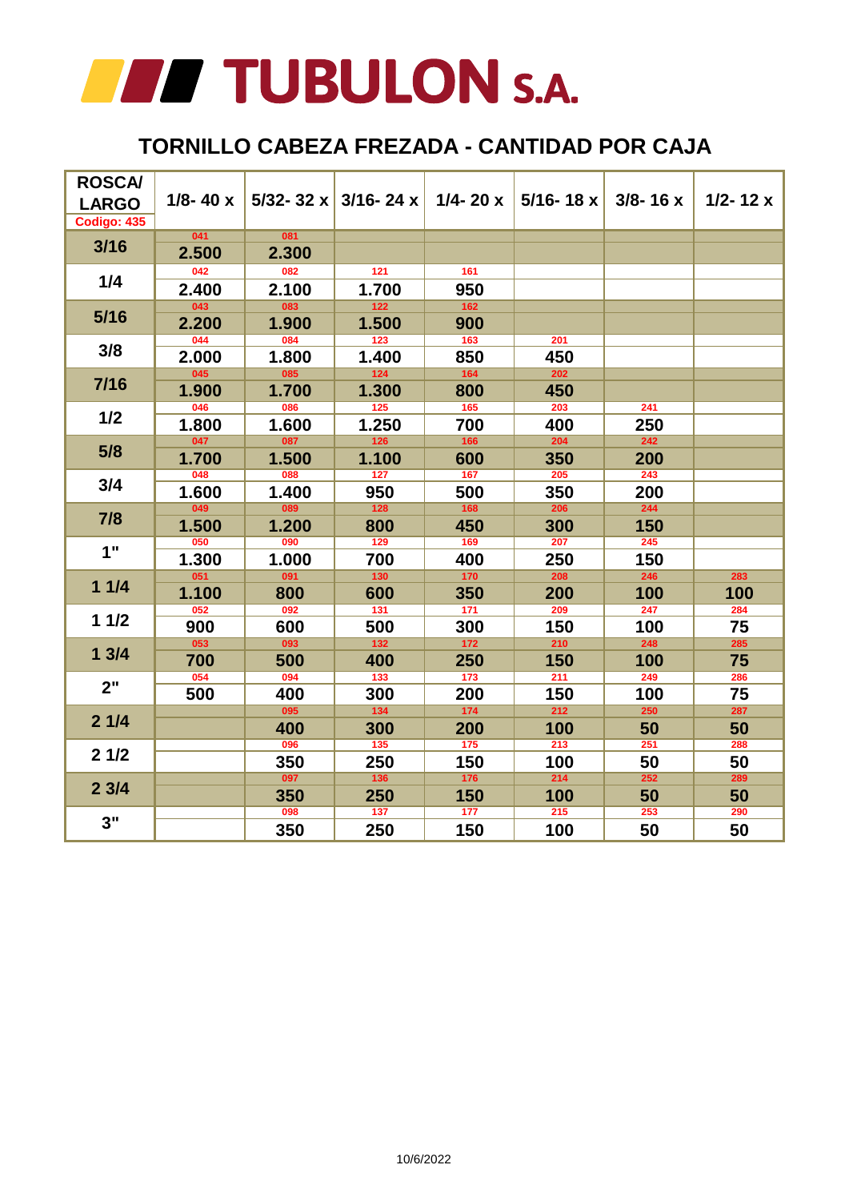# TUBULON S.A.

## TORNILLO CABEZA FREZADA - CANTIDAD POR CAJA

| ROSCA/ LARGO Codigo: 435 | 1/8- 40 x | 5/32- 32 x | 3/16- 24 x | 1/4- 20 x | 5/16- 18 x | 3/8- 16 x | 1/2- 12 x |
|---|---|---|---|---|---|---|---|
| 3/16 | 041 2.500 | 081 2.300 | | | | | |
| 1/4 | 042 2.400 | 082 2.100 | 121 1.700 | 161 950 | | | |
| 5/16 | 043 2.200 | 083 1.900 | 122 1.500 | 162 900 | | | |
| 3/8 | 044 2.000 | 084 1.800 | 123 1.400 | 163 850 | 201 450 | | |
| 7/16 | 045 1.900 | 085 1.700 | 124 1.300 | 164 800 | 202 450 | | |
| 1/2 | 046 1.800 | 086 1.600 | 125 1.250 | 165 700 | 203 400 | 241 250 | |
| 5/8 | 047 1.700 | 087 1.500 | 126 1.100 | 166 600 | 204 350 | 242 200 | |
| 3/4 | 048 1.600 | 088 1.400 | 127 950 | 167 500 | 205 350 | 243 200 | |
| 7/8 | 049 1.500 | 089 1.200 | 128 800 | 168 450 | 206 300 | 244 150 | |
| 1" | 050 1.300 | 090 1.000 | 129 700 | 169 400 | 207 250 | 245 150 | |
| 1 1/4 | 051 1.100 | 091 800 | 130 600 | 170 350 | 208 200 | 246 100 | 283 100 |
| 1 1/2 | 052 900 | 092 600 | 131 500 | 171 300 | 209 150 | 247 100 | 284 75 |
| 1 3/4 | 053 700 | 093 500 | 132 400 | 172 250 | 210 150 | 248 100 | 285 75 |
| 2" | 054 500 | 094 400 | 133 300 | 173 200 | 211 150 | 249 100 | 286 75 |
| 2 1/4 | | 095 400 | 134 300 | 174 200 | 212 100 | 250 50 | 287 50 |
| 2 1/2 | | 096 350 | 135 250 | 175 150 | 213 100 | 251 50 | 288 50 |
| 2 3/4 | | 097 350 | 136 250 | 176 150 | 214 100 | 252 50 | 289 50 |
| 3" | | 098 350 | 137 250 | 177 150 | 215 100 | 253 50 | 290 50 |

10/6/2022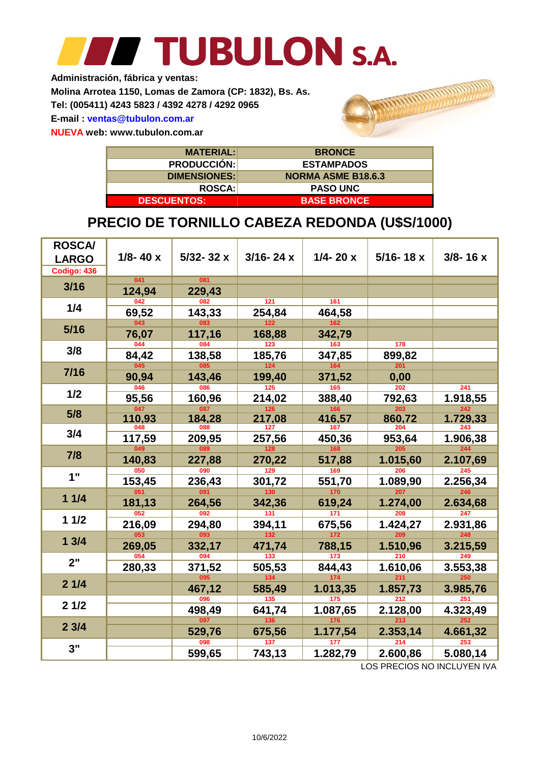# TUBULON S.A.

**Administración, fábrica y ventas:**
**Molina Arrotea 1150, Lomas de Zamora (CP: 1832), Bs. As.**
**Tel: (005411) 4243 5823 / 4392 4278 / 4292 0965**
**E-mail : ventas@tubulon.com.ar**
**NUEVA web: www.tubulon.com.ar**

| | |
|---|---|
| MATERIAL: | BRONCE |
| PRODUCCIÓN: | ESTAMPADOS |
| DIMENSIONES: | NORMA ASME B18.6.3 |
| ROSCA: | PASO UNC |
| DESCUENTOS: | BASE BRONCE |

## PRECIO DE TORNILLO CABEZA REDONDA (U$S/1000)

| ROSCA/ LARGO Codigo: 436 | 1/8- 40 x | 5/32- 32 x | 3/16- 24 x | 1/4- 20 x | 5/16- 18 x | 3/8- 16 x |
|---|---|---|---|---|---|---|
| 3/16 | 041 124,94 | 081 229,43 | | | | |
| 1/4 | 042 69,52 | 082 143,33 | 121 254,84 | 161 464,58 | | |
| 5/16 | 043 76,07 | 083 117,16 | 122 168,88 | 162 342,79 | | |
| 3/8 | 044 84,42 | 084 138,58 | 123 185,76 | 163 347,85 | 178 899,82 | |
| 7/16 | 045 90,94 | 085 143,46 | 124 199,40 | 164 371,52 | 201 0,00 | |
| 1/2 | 046 95,56 | 086 160,96 | 125 214,02 | 165 388,40 | 202 792,63 | 241 1.918,55 |
| 5/8 | 047 110,93 | 087 184,28 | 126 217,08 | 166 416,57 | 203 860,72 | 242 1.729,33 |
| 3/4 | 048 117,59 | 088 209,95 | 127 257,56 | 167 450,36 | 204 953,64 | 243 1.906,38 |
| 7/8 | 049 140,83 | 089 227,88 | 128 270,22 | 168 517,88 | 205 1.015,60 | 244 2.107,69 |
| 1" | 050 153,45 | 090 236,43 | 129 301,72 | 169 551,70 | 206 1.089,90 | 245 2.256,34 |
| 1 1/4 | 051 181,13 | 091 264,56 | 130 342,36 | 170 619,24 | 207 1.274,00 | 246 2.634,68 |
| 1 1/2 | 052 216,09 | 092 294,80 | 131 394,11 | 171 675,56 | 208 1.424,27 | 247 2.931,86 |
| 1 3/4 | 053 269,05 | 093 332,17 | 132 471,74 | 172 788,15 | 209 1.510,96 | 248 3.215,59 |
| 2" | 054 280,33 | 094 371,52 | 133 505,53 | 173 844,43 | 210 1.610,06 | 249 3.553,38 |
| 2 1/4 | | 095 467,12 | 134 585,49 | 174 1.013,35 | 211 1.857,73 | 250 3.985,76 |
| 2 1/2 | | 096 498,49 | 135 641,74 | 175 1.087,65 | 212 2.128,00 | 251 4.323,49 |
| 2 3/4 | | 097 529,76 | 136 675,56 | 176 1.177,54 | 213 2.353,14 | 252 4.661,32 |
| 3" | | 098 599,65 | 137 743,13 | 177 1.282,79 | 214 2.600,86 | 253 5.080,14 |

LOS PRECIOS NO INCLUYEN IVA

10/6/2022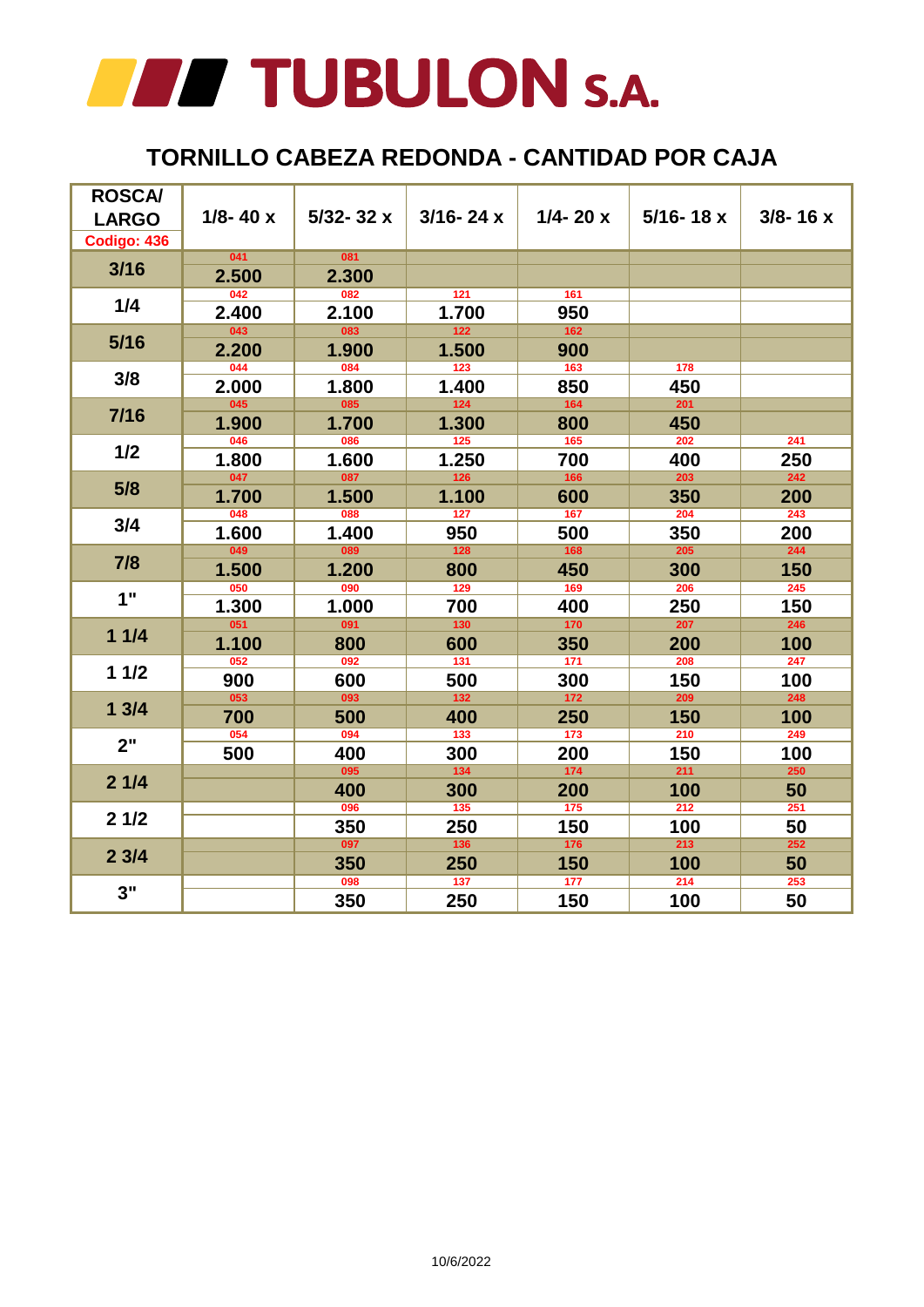# TUBULON S.A.

## TORNILLO CABEZA REDONDA - CANTIDAD POR CAJA

| ROSCA/ LARGO Codigo: 436 | 1/8- 40 x | 5/32- 32 x | 3/16- 24 x | 1/4- 20 x | 5/16- 18 x | 3/8- 16 x |
|---|---|---|---|---|---|---|
| 3/16 | 041<br>2.500 | 081<br>2.300 | | | | |
| 1/4 | 042<br>2.400 | 082<br>2.100 | 121<br>1.700 | 161<br>950 | | |
| 5/16 | 043<br>2.200 | 083<br>1.900 | 122<br>1.500 | 162<br>900 | | |
| 3/8 | 044<br>2.000 | 084<br>1.800 | 123<br>1.400 | 163<br>850 | 178<br>450 | |
| 7/16 | 045<br>1.900 | 085<br>1.700 | 124<br>1.300 | 164<br>800 | 201<br>450 | |
| 1/2 | 046<br>1.800 | 086<br>1.600 | 125<br>1.250 | 165<br>700 | 202<br>400 | 241<br>250 |
| 5/8 | 047<br>1.700 | 087<br>1.500 | 126<br>1.100 | 166<br>600 | 203<br>350 | 242<br>200 |
| 3/4 | 048<br>1.600 | 088<br>1.400 | 127<br>950 | 167<br>500 | 204<br>350 | 243<br>200 |
| 7/8 | 049<br>1.500 | 089<br>1.200 | 128<br>800 | 168<br>450 | 205<br>300 | 244<br>150 |
| 1" | 050<br>1.300 | 090<br>1.000 | 129<br>700 | 169<br>400 | 206<br>250 | 245<br>150 |
| 1 1/4 | 051<br>1.100 | 091<br>800 | 130<br>600 | 170<br>350 | 207<br>200 | 246<br>100 |
| 1 1/2 | 052<br>900 | 092<br>600 | 131<br>500 | 171<br>300 | 208<br>150 | 247<br>100 |
| 1 3/4 | 053<br>700 | 093<br>500 | 132<br>400 | 172<br>250 | 209<br>150 | 248<br>100 |
| 2" | 054<br>500 | 094<br>400 | 133<br>300 | 173<br>200 | 210<br>150 | 249<br>100 |
| 2 1/4 | | 095<br>400 | 134<br>300 | 174<br>200 | 211<br>100 | 250<br>50 |
| 2 1/2 | | 096<br>350 | 135<br>250 | 175<br>150 | 212<br>100 | 251<br>50 |
| 2 3/4 | | 097<br>350 | 136<br>250 | 176<br>150 | 213<br>100 | 252<br>50 |
| 3" | | 098<br>350 | 137<br>250 | 177<br>150 | 214<br>100 | 253<br>50 |

10/6/2022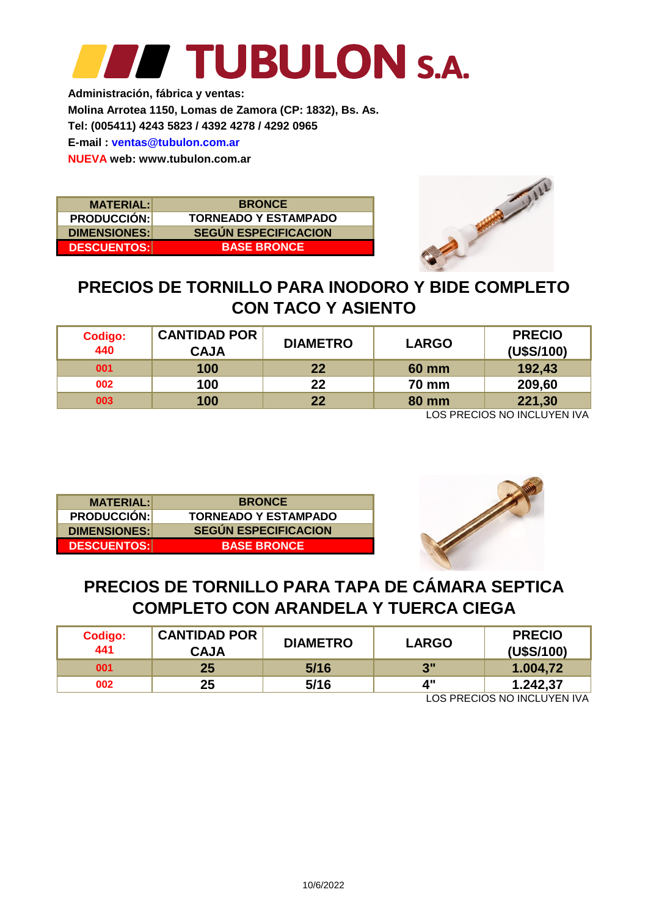# TUBULON S.A.

**Administración, fábrica y ventas:**
**Molina Arrotea 1150, Lomas de Zamora (CP: 1832), Bs. As.**
**Tel: (005411) 4243 5823 / 4392 4278 / 4292 0965**
**E-mail : ventas@tubulon.com.ar**
**NUEVA web: www.tubulon.com.ar**

| | |
|---|---|
| MATERIAL: | BRONCE |
| PRODUCCIÓN: | TORNEADO Y ESTAMPADO |
| DIMENSIONES: | SEGÚN ESPECIFICACION |
| DESCUENTOS: | BASE BRONCE |

## PRECIOS DE TORNILLO PARA INODORO Y BIDE COMPLETO CON TACO Y ASIENTO

| Codigo: 440 | CANTIDAD POR CAJA | DIAMETRO | LARGO | PRECIO (U$S/100) |
|---|---|---|---|---|
| 001 | 100 | 22 | 60 mm | 192,43 |
| 002 | 100 | 22 | 70 mm | 209,60 |
| 003 | 100 | 22 | 80 mm | 221,30 |

LOS PRECIOS NO INCLUYEN IVA

| | |
|---|---|
| MATERIAL: | BRONCE |
| PRODUCCIÓN: | TORNEADO Y ESTAMPADO |
| DIMENSIONES: | SEGÚN ESPECIFICACION |
| DESCUENTOS: | BASE BRONCE |

## PRECIOS DE TORNILLO PARA TAPA DE CÁMARA SEPTICA COMPLETO CON ARANDELA Y TUERCA CIEGA

| Codigo: 441 | CANTIDAD POR CAJA | DIAMETRO | LARGO | PRECIO (U$S/100) |
|---|---|---|---|---|
| 001 | 25 | 5/16 | 3" | 1.004,72 |
| 002 | 25 | 5/16 | 4" | 1.242,37 |

LOS PRECIOS NO INCLUYEN IVA

10/6/2022